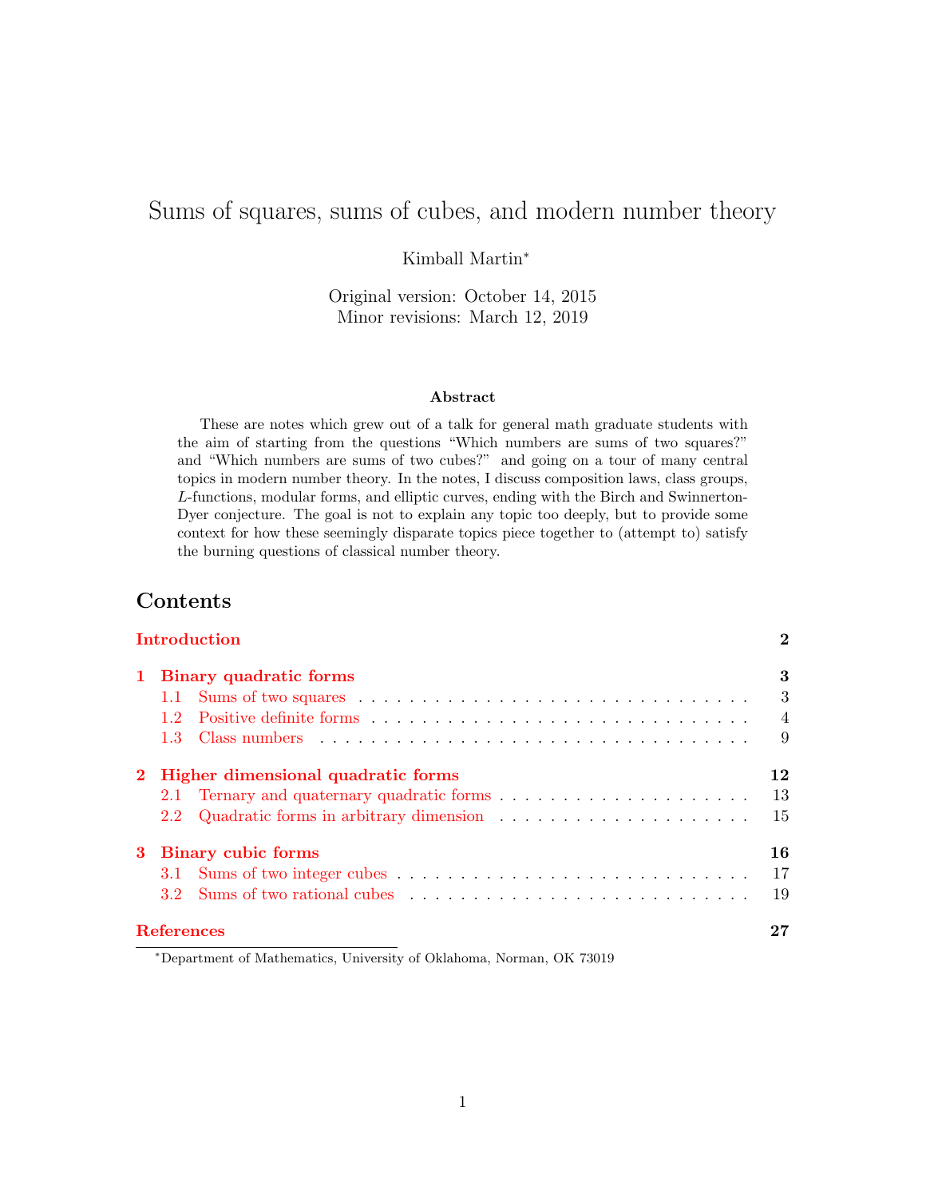# Sums of squares, sums of cubes, and modern number theory

Kimball Martin[*]

Original version: October 14, 2015
Minor revisions: March 12, 2019

**Abstract**

These are notes which grew out of a talk for general math graduate students with the aim of starting from the questions "Which numbers are sums of two squares?" and "Which numbers are sums of two cubes?" and going on a tour of many central topics in modern number theory. In the notes, I discuss composition laws, class groups, $L$-functions, modular forms, and elliptic curves, ending with the Birch and Swinnerton-Dyer conjecture. The goal is not to explain any topic too deeply, but to provide some context for how these seemingly disparate topics piece together to (attempt to) satisfy the burning questions of classical number theory.

## Contents

**Introduction** — 2

**1 Binary quadratic forms** — 3
- 1.1 Sums of two squares — 3
- 1.2 Positive definite forms — 4
- 1.3 Class numbers — 9

**2 Higher dimensional quadratic forms** — 12
- 2.1 Ternary and quaternary quadratic forms — 13
- 2.2 Quadratic forms in arbitrary dimension — 15

**3 Binary cubic forms** — 16
- 3.1 Sums of two integer cubes — 17
- 3.2 Sums of two rational cubes — 19

**References** — 27

[*]Department of Mathematics, University of Oklahoma, Norman, OK 73019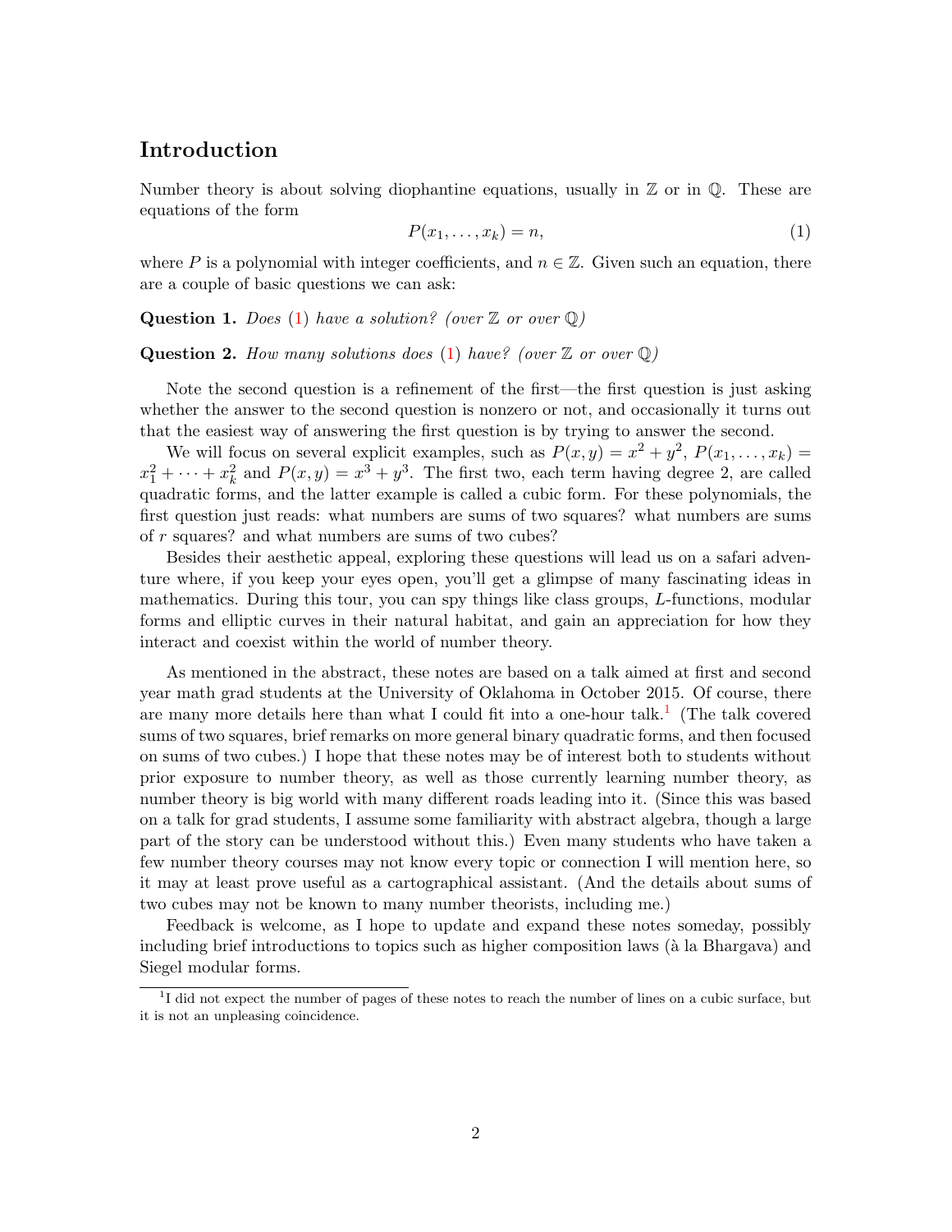## Introduction

Number theory is about solving diophantine equations, usually in $\mathbb{Z}$ or in $\mathbb{Q}$. These are equations of the form

$$P(x_1, \ldots, x_k) = n, \tag{1}$$

where $P$ is a polynomial with integer coefficients, and $n \in \mathbb{Z}$. Given such an equation, there are a couple of basic questions we can ask:

**Question 1.** *Does (1) have a solution? (over $\mathbb{Z}$ or over $\mathbb{Q}$)*

**Question 2.** *How many solutions does (1) have? (over $\mathbb{Z}$ or over $\mathbb{Q}$)*

Note the second question is a refinement of the first—the first question is just asking whether the answer to the second question is nonzero or not, and occasionally it turns out that the easiest way of answering the first question is by trying to answer the second.

We will focus on several explicit examples, such as $P(x, y) = x^2 + y^2$, $P(x_1, \ldots, x_k) = x_1^2 + \cdots + x_k^2$ and $P(x, y) = x^3 + y^3$. The first two, each term having degree 2, are called quadratic forms, and the latter example is called a cubic form. For these polynomials, the first question just reads: what numbers are sums of two squares? what numbers are sums of $r$ squares? and what numbers are sums of two cubes?

Besides their aesthetic appeal, exploring these questions will lead us on a safari adventure where, if you keep your eyes open, you'll get a glimpse of many fascinating ideas in mathematics. During this tour, you can spy things like class groups, $L$-functions, modular forms and elliptic curves in their natural habitat, and gain an appreciation for how they interact and coexist within the world of number theory.

As mentioned in the abstract, these notes are based on a talk aimed at first and second year math grad students at the University of Oklahoma in October 2015. Of course, there are many more details here than what I could fit into a one-hour talk.[1] (The talk covered sums of two squares, brief remarks on more general binary quadratic forms, and then focused on sums of two cubes.) I hope that these notes may be of interest both to students without prior exposure to number theory, as well as those currently learning number theory, as number theory is big world with many different roads leading into it. (Since this was based on a talk for grad students, I assume some familiarity with abstract algebra, though a large part of the story can be understood without this.) Even many students who have taken a few number theory courses may not know every topic or connection I will mention here, so it may at least prove useful as a cartographical assistant. (And the details about sums of two cubes may not be known to many number theorists, including me.)

Feedback is welcome, as I hope to update and expand these notes someday, possibly including brief introductions to topics such as higher composition laws (à la Bhargava) and Siegel modular forms.

[1] I did not expect the number of pages of these notes to reach the number of lines on a cubic surface, but it is not an unpleasing coincidence.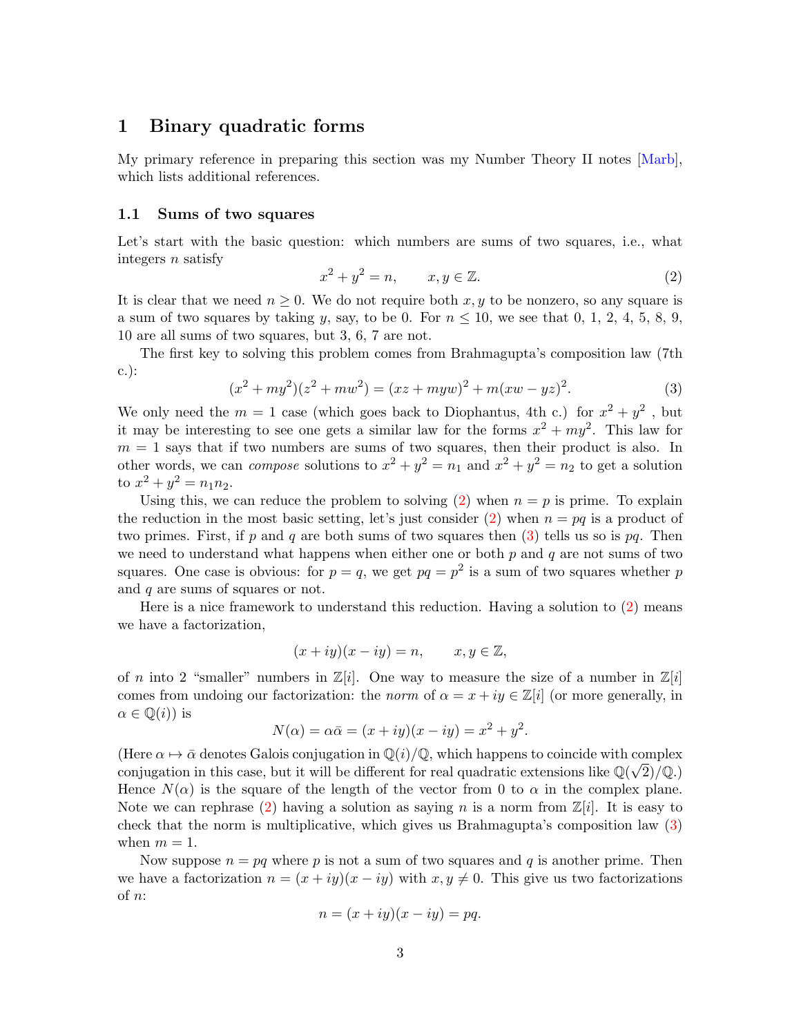# 1 Binary quadratic forms

My primary reference in preparing this section was my Number Theory II notes [Marb], which lists additional references.

## 1.1 Sums of two squares

Let's start with the basic question: which numbers are sums of two squares, i.e., what integers $n$ satisfy

$$x^2 + y^2 = n, \qquad x, y \in \mathbb{Z}. \tag{2}$$

It is clear that we need $n \geq 0$. We do not require both $x, y$ to be nonzero, so any square is a sum of two squares by taking $y$, say, to be 0. For $n \leq 10$, we see that 0, 1, 2, 4, 5, 8, 9, 10 are all sums of two squares, but 3, 6, 7 are not.

The first key to solving this problem comes from Brahmagupta's composition law (7th c.):

$$(x^2 + my^2)(z^2 + mw^2) = (xz + myw)^2 + m(xw - yz)^2. \tag{3}$$

We only need the $m = 1$ case (which goes back to Diophantus, 4th c.) for $x^2 + y^2$ , but it may be interesting to see one gets a similar law for the forms $x^2 + my^2$. This law for $m = 1$ says that if two numbers are sums of two squares, then their product is also. In other words, we can *compose* solutions to $x^2 + y^2 = n_1$ and $x^2 + y^2 = n_2$ to get a solution to $x^2 + y^2 = n_1 n_2$.

Using this, we can reduce the problem to solving (2) when $n = p$ is prime. To explain the reduction in the most basic setting, let's just consider (2) when $n = pq$ is a product of two primes. First, if $p$ and $q$ are both sums of two squares then (3) tells us so is $pq$. Then we need to understand what happens when either one or both $p$ and $q$ are not sums of two squares. One case is obvious: for $p = q$, we get $pq = p^2$ is a sum of two squares whether $p$ and $q$ are sums of squares or not.

Here is a nice framework to understand this reduction. Having a solution to (2) means we have a factorization,

$$(x + iy)(x - iy) = n, \qquad x, y \in \mathbb{Z},$$

of $n$ into 2 "smaller" numbers in $\mathbb{Z}[i]$. One way to measure the size of a number in $\mathbb{Z}[i]$ comes from undoing our factorization: the *norm* of $\alpha = x + iy \in \mathbb{Z}[i]$ (or more generally, in $\alpha \in \mathbb{Q}(i)$) is

$$N(\alpha) = \alpha\bar{\alpha} = (x + iy)(x - iy) = x^2 + y^2.$$

(Here $\alpha \mapsto \bar{\alpha}$ denotes Galois conjugation in $\mathbb{Q}(i)/\mathbb{Q}$, which happens to coincide with complex conjugation in this case, but it will be different for real quadratic extensions like $\mathbb{Q}(\sqrt{2})/\mathbb{Q}$.) Hence $N(\alpha)$ is the square of the length of the vector from 0 to $\alpha$ in the complex plane. Note we can rephrase (2) having a solution as saying $n$ is a norm from $\mathbb{Z}[i]$. It is easy to check that the norm is multiplicative, which gives us Brahmagupta's composition law (3) when $m = 1$.

Now suppose $n = pq$ where $p$ is not a sum of two squares and $q$ is another prime. Then we have a factorization $n = (x + iy)(x - iy)$ with $x, y \neq 0$. This give us two factorizations of $n$:

$$n = (x + iy)(x - iy) = pq.$$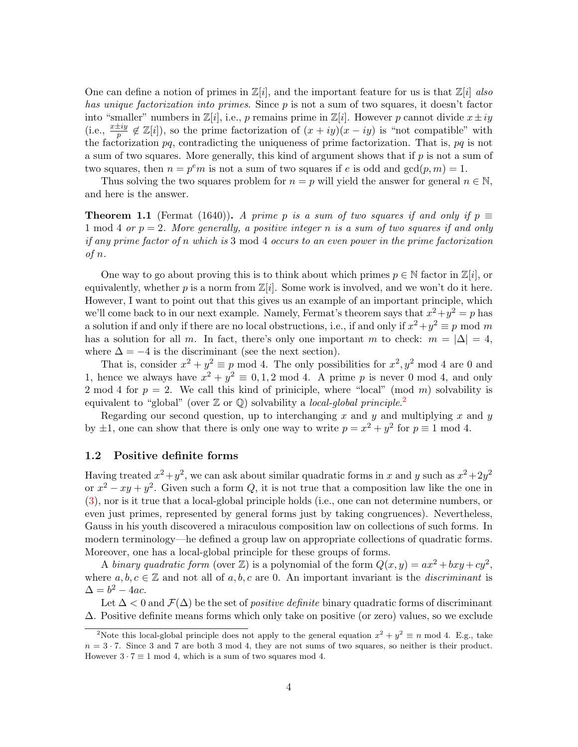One can define a notion of primes in $\mathbb{Z}[i]$, and the important feature for us is that $\mathbb{Z}[i]$ *also has unique factorization into primes*. Since $p$ is not a sum of two squares, it doesn't factor into "smaller" numbers in $\mathbb{Z}[i]$, i.e., $p$ remains prime in $\mathbb{Z}[i]$. However $p$ cannot divide $x \pm iy$ (i.e., $\frac{x \pm iy}{p} \notin \mathbb{Z}[i]$), so the prime factorization of $(x+iy)(x-iy)$ is "not compatible" with the factorization $pq$, contradicting the uniqueness of prime factorization. That is, $pq$ is not a sum of two squares. More generally, this kind of argument shows that if $p$ is not a sum of two squares, then $n = p^e m$ is not a sum of two squares if $e$ is odd and $\gcd(p, m) = 1$.

Thus solving the two squares problem for $n = p$ will yield the answer for general $n \in \mathbb{N}$, and here is the answer.

**Theorem 1.1** (Fermat (1640))**.** *A prime $p$ is a sum of two squares if and only if $p \equiv 1 \bmod 4$ or $p = 2$. More generally, a positive integer $n$ is a sum of two squares if and only if any prime factor of $n$ which is $3 \bmod 4$ occurs to an even power in the prime factorization of $n$.*

One way to go about proving this is to think about which primes $p \in \mathbb{N}$ factor in $\mathbb{Z}[i]$, or equivalently, whether $p$ is a norm from $\mathbb{Z}[i]$. Some work is involved, and we won't do it here. However, I want to point out that this gives us an example of an important principle, which we'll come back to in our next example. Namely, Fermat's theorem says that $x^2 + y^2 = p$ has a solution if and only if there are no local obstructions, i.e., if and only if $x^2 + y^2 \equiv p \bmod m$ has a solution for all $m$. In fact, there's only one important $m$ to check: $m = |\Delta| = 4$, where $\Delta = -4$ is the discriminant (see the next section).

That is, consider $x^2 + y^2 \equiv p \bmod 4$. The only possibilities for $x^2, y^2 \bmod 4$ are 0 and 1, hence we always have $x^2 + y^2 \equiv 0, 1, 2 \bmod 4$. A prime $p$ is never $0 \bmod 4$, and only $2 \bmod 4$ for $p = 2$. We call this kind of priniciple, where "local" (mod $m$) solvability is equivalent to "global" (over $\mathbb{Z}$ or $\mathbb{Q}$) solvability a *local-global principle*.[2]

Regarding our second question, up to interchanging $x$ and $y$ and multiplying $x$ and $y$ by $\pm 1$, one can show that there is only one way to write $p = x^2 + y^2$ for $p \equiv 1 \bmod 4$.

### 1.2 Positive definite forms

Having treated $x^2+y^2$, we can ask about similar quadratic forms in $x$ and $y$ such as $x^2+2y^2$ or $x^2 - xy + y^2$. Given such a form $Q$, it is not true that a composition law like the one in (3), nor is it true that a local-global principle holds (i.e., one can not determine numbers, or even just primes, represented by general forms just by taking congruences). Nevertheless, Gauss in his youth discovered a miraculous composition law on collections of such forms. In modern terminology—he defined a group law on appropriate collections of quadratic forms. Moreover, one has a local-global principle for these groups of forms.

A *binary quadratic form* (over $\mathbb{Z}$) is a polynomial of the form $Q(x, y) = ax^2 + bxy + cy^2$, where $a, b, c \in \mathbb{Z}$ and not all of $a, b, c$ are 0. An important invariant is the *discriminant* is $\Delta = b^2 - 4ac$.

Let $\Delta < 0$ and $\mathcal{F}(\Delta)$ be the set of *positive definite* binary quadratic forms of discriminant $\Delta$. Positive definite means forms which only take on positive (or zero) values, so we exclude

[2] Note this local-global principle does not apply to the general equation $x^2 + y^2 \equiv n \bmod 4$. E.g., take $n = 3 \cdot 7$. Since 3 and 7 are both 3 mod 4, they are not sums of two squares, so neither is their product. However $3 \cdot 7 \equiv 1 \bmod 4$, which is a sum of two squares mod 4.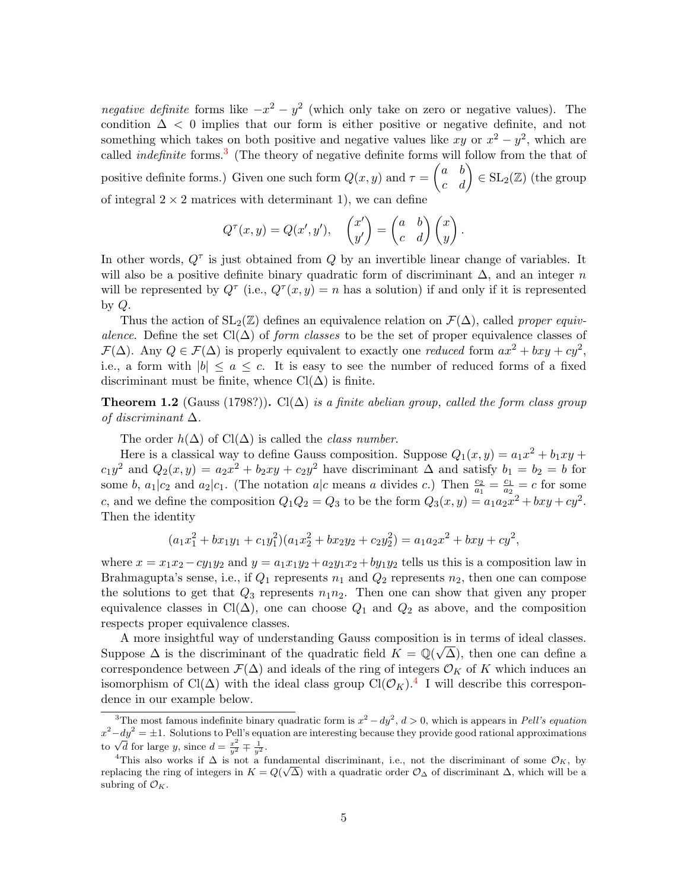*negative definite* forms like $-x^2 - y^2$ (which only take on zero or negative values). The condition $\Delta < 0$ implies that our form is either positive or negative definite, and not something which takes on both positive and negative values like $xy$ or $x^2 - y^2$, which are called *indefinite* forms.[3] (The theory of negative definite forms will follow from the that of positive definite forms.) Given one such form $Q(x, y)$ and $\tau = \begin{pmatrix} a & b \\ c & d \end{pmatrix} \in \mathrm{SL}_2(\mathbb{Z})$ (the group of integral $2 \times 2$ matrices with determinant 1), we can define

$$Q^\tau(x, y) = Q(x', y'), \quad \begin{pmatrix} x' \\ y' \end{pmatrix} = \begin{pmatrix} a & b \\ c & d \end{pmatrix} \begin{pmatrix} x \\ y \end{pmatrix}.$$

In other words, $Q^\tau$ is just obtained from $Q$ by an invertible linear change of variables. It will also be a positive definite binary quadratic form of discriminant $\Delta$, and an integer $n$ will be represented by $Q^\tau$ (i.e., $Q^\tau(x, y) = n$ has a solution) if and only if it is represented by $Q$.

Thus the action of $\mathrm{SL}_2(\mathbb{Z})$ defines an equivalence relation on $\mathcal{F}(\Delta)$, called *proper equivalence*. Define the set $\mathrm{Cl}(\Delta)$ of *form classes* to be the set of proper equivalence classes of $\mathcal{F}(\Delta)$. Any $Q \in \mathcal{F}(\Delta)$ is properly equivalent to exactly one *reduced* form $ax^2 + bxy + cy^2$, i.e., a form with $|b| \le a \le c$. It is easy to see the number of reduced forms of a fixed discriminant must be finite, whence $\mathrm{Cl}(\Delta)$ is finite.

**Theorem 1.2** (Gauss (1798?)). *$\mathrm{Cl}(\Delta)$ is a finite abelian group, called the form class group of discriminant $\Delta$.*

The order $h(\Delta)$ of $\mathrm{Cl}(\Delta)$ is called the *class number*.

Here is a classical way to define Gauss composition. Suppose $Q_1(x, y) = a_1x^2 + b_1xy + c_1y^2$ and $Q_2(x, y) = a_2x^2 + b_2xy + c_2y^2$ have discriminant $\Delta$ and satisfy $b_1 = b_2 = b$ for some $b$, $a_1|c_2$ and $a_2|c_1$. (The notation $a|c$ means $a$ divides $c$.) Then $\frac{c_2}{a_1} = \frac{c_1}{a_2} = c$ for some $c$, and we define the composition $Q_1Q_2 = Q_3$ to be the form $Q_3(x, y) = a_1a_2x^2 + bxy + cy^2$. Then the identity

$$(a_1x_1^2 + bx_1y_1 + c_1y_1^2)(a_1x_2^2 + bx_2y_2 + c_2y_2^2) = a_1a_2x^2 + bxy + cy^2,$$

where $x = x_1x_2 - cy_1y_2$ and $y = a_1x_1y_2 + a_2y_1x_2 + by_1y_2$ tells us this is a composition law in Brahmagupta's sense, i.e., if $Q_1$ represents $n_1$ and $Q_2$ represents $n_2$, then one can compose the solutions to get that $Q_3$ represents $n_1n_2$. Then one can show that given any proper equivalence classes in $\mathrm{Cl}(\Delta)$, one can choose $Q_1$ and $Q_2$ as above, and the composition respects proper equivalence classes.

A more insightful way of understanding Gauss composition is in terms of ideal classes. Suppose $\Delta$ is the discriminant of the quadratic field $K = \mathbb{Q}(\sqrt{\Delta})$, then one can define a correspondence between $\mathcal{F}(\Delta)$ and ideals of the ring of integers $\mathcal{O}_K$ of $K$ which induces an isomorphism of $\mathrm{Cl}(\Delta)$ with the ideal class group $\mathrm{Cl}(\mathcal{O}_K)$.[4] I will describe this correspondence in our example below.

---

[3] The most famous indefinite binary quadratic form is $x^2 - dy^2$, $d > 0$, which is appears in *Pell's equation* $x^2 - dy^2 = \pm 1$. Solutions to Pell's equation are interesting because they provide good rational approximations to $\sqrt{d}$ for large $y$, since $d = \frac{x^2}{y^2} \mp \frac{1}{y^2}$.

[4] This also works if $\Delta$ is not a fundamental discriminant, i.e., not the discriminant of some $\mathcal{O}_K$, by replacing the ring of integers in $K = Q(\sqrt{\Delta})$ with a quadratic order $\mathcal{O}_\Delta$ of discriminant $\Delta$, which will be a subring of $\mathcal{O}_K$.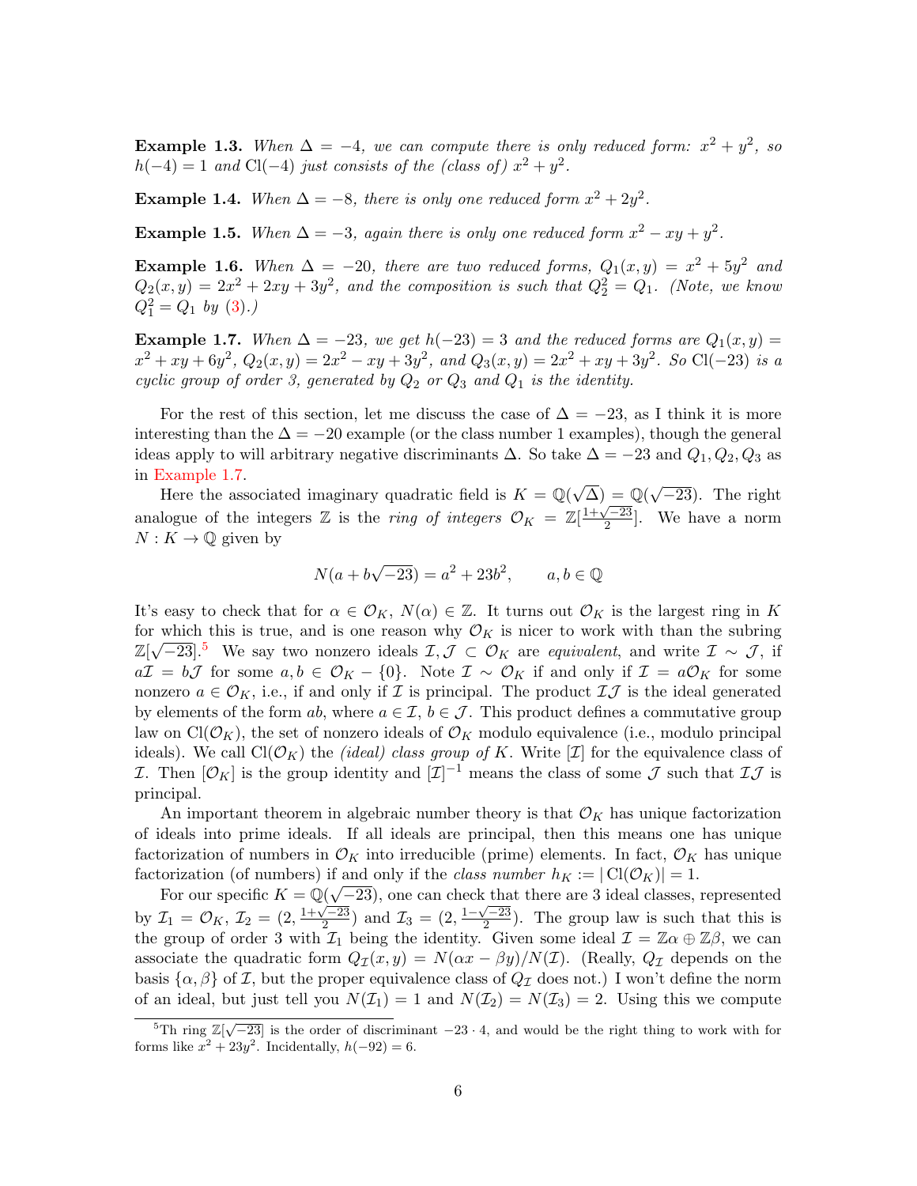**Example 1.3.** *When $\Delta = -4$, we can compute there is only reduced form: $x^2 + y^2$, so $h(-4) = 1$ and $\mathrm{Cl}(-4)$ just consists of the (class of) $x^2 + y^2$.*

**Example 1.4.** *When $\Delta = -8$, there is only one reduced form $x^2 + 2y^2$.*

**Example 1.5.** *When $\Delta = -3$, again there is only one reduced form $x^2 - xy + y^2$.*

**Example 1.6.** *When $\Delta = -20$, there are two reduced forms, $Q_1(x, y) = x^2 + 5y^2$ and $Q_2(x, y) = 2x^2 + 2xy + 3y^2$, and the composition is such that $Q_2^2 = Q_1$. (Note, we know $Q_1^2 = Q_1$ by (3).)*

**Example 1.7.** *When $\Delta = -23$, we get $h(-23) = 3$ and the reduced forms are $Q_1(x, y) = x^2 + xy + 6y^2$, $Q_2(x, y) = 2x^2 - xy + 3y^2$, and $Q_3(x, y) = 2x^2 + xy + 3y^2$. So $\mathrm{Cl}(-23)$ is a cyclic group of order 3, generated by $Q_2$ or $Q_3$ and $Q_1$ is the identity.*

For the rest of this section, let me discuss the case of $\Delta = -23$, as I think it is more interesting than the $\Delta = -20$ example (or the class number 1 examples), though the general ideas apply to will arbitrary negative discriminants $\Delta$. So take $\Delta = -23$ and $Q_1, Q_2, Q_3$ as in Example 1.7.

Here the associated imaginary quadratic field is $K = \mathbb{Q}(\sqrt{\Delta}) = \mathbb{Q}(\sqrt{-23})$. The right analogue of the integers $\mathbb{Z}$ is the *ring of integers* $\mathcal{O}_K = \mathbb{Z}[\frac{1+\sqrt{-23}}{2}]$. We have a norm $N : K \to \mathbb{Q}$ given by

$$N(a + b\sqrt{-23}) = a^2 + 23b^2, \qquad a, b \in \mathbb{Q}$$

It's easy to check that for $\alpha \in \mathcal{O}_K$, $N(\alpha) \in \mathbb{Z}$. It turns out $\mathcal{O}_K$ is the largest ring in $K$ for which this is true, and is one reason why $\mathcal{O}_K$ is nicer to work with than the subring $\mathbb{Z}[\sqrt{-23}]$.[5] We say two nonzero ideals $\mathcal{I}, \mathcal{J} \subset \mathcal{O}_K$ are *equivalent*, and write $\mathcal{I} \sim \mathcal{J}$, if $a\mathcal{I} = b\mathcal{J}$ for some $a, b \in \mathcal{O}_K - \{0\}$. Note $\mathcal{I} \sim \mathcal{O}_K$ if and only if $\mathcal{I} = a\mathcal{O}_K$ for some nonzero $a \in \mathcal{O}_K$, i.e., if and only if $\mathcal{I}$ is principal. The product $\mathcal{I}\mathcal{J}$ is the ideal generated by elements of the form $ab$, where $a \in \mathcal{I}$, $b \in \mathcal{J}$. This product defines a commutative group law on $\mathrm{Cl}(\mathcal{O}_K)$, the set of nonzero ideals of $\mathcal{O}_K$ modulo equivalence (i.e., modulo principal ideals). We call $\mathrm{Cl}(\mathcal{O}_K)$ the *(ideal) class group of* $K$. Write $[\mathcal{I}]$ for the equivalence class of $\mathcal{I}$. Then $[\mathcal{O}_K]$ is the group identity and $[\mathcal{I}]^{-1}$ means the class of some $\mathcal{J}$ such that $\mathcal{I}\mathcal{J}$ is principal.

An important theorem in algebraic number theory is that $\mathcal{O}_K$ has unique factorization of ideals into prime ideals. If all ideals are principal, then this means one has unique factorization of numbers in $\mathcal{O}_K$ into irreducible (prime) elements. In fact, $\mathcal{O}_K$ has unique factorization (of numbers) if and only if the *class number* $h_K := |\mathrm{Cl}(\mathcal{O}_K)| = 1$.

For our specific $K = \mathbb{Q}(\sqrt{-23})$, one can check that there are 3 ideal classes, represented by $\mathcal{I}_1 = \mathcal{O}_K$, $\mathcal{I}_2 = (2, \frac{1+\sqrt{-23}}{2})$ and $\mathcal{I}_3 = (2, \frac{1-\sqrt{-23}}{2})$. The group law is such that this is the group of order 3 with $\mathcal{I}_1$ being the identity. Given some ideal $\mathcal{I} = \mathbb{Z}\alpha \oplus \mathbb{Z}\beta$, we can associate the quadratic form $Q_{\mathcal{I}}(x, y) = N(\alpha x - \beta y)/N(\mathcal{I})$. (Really, $Q_{\mathcal{I}}$ depends on the basis $\{\alpha, \beta\}$ of $\mathcal{I}$, but the proper equivalence class of $Q_{\mathcal{I}}$ does not.) I won't define the norm of an ideal, but just tell you $N(\mathcal{I}_1) = 1$ and $N(\mathcal{I}_2) = N(\mathcal{I}_3) = 2$. Using this we compute

[5] Th ring $\mathbb{Z}[\sqrt{-23}]$ is the order of discriminant $-23 \cdot 4$, and would be the right thing to work with for forms like $x^2 + 23y^2$. Incidentally, $h(-92) = 6$.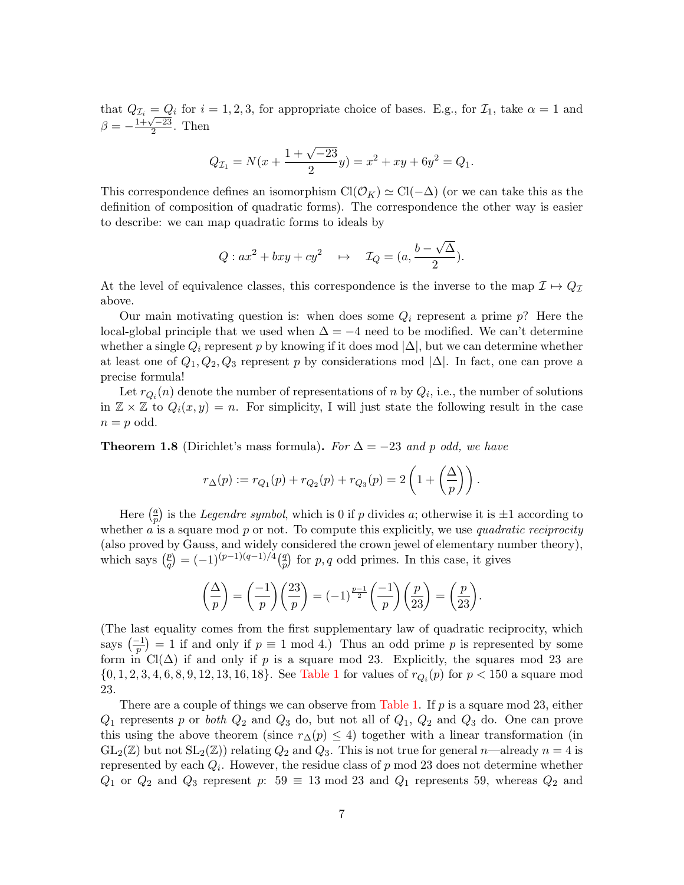that $Q_{\mathcal{I}_i} = Q_i$ for $i = 1, 2, 3$, for appropriate choice of bases. E.g., for $\mathcal{I}_1$, take $\alpha = 1$ and $\beta = -\frac{1+\sqrt{-23}}{2}$. Then

$$Q_{\mathcal{I}_1} = N(x + \frac{1+\sqrt{-23}}{2}y) = x^2 + xy + 6y^2 = Q_1.$$

This correspondence defines an isomorphism $\mathrm{Cl}(\mathcal{O}_K) \simeq \mathrm{Cl}(-\Delta)$ (or we can take this as the definition of composition of quadratic forms). The correspondence the other way is easier to describe: we can map quadratic forms to ideals by

$$Q : ax^2 + bxy + cy^2 \quad \mapsto \quad \mathcal{I}_Q = (a, \frac{b - \sqrt{\Delta}}{2}).$$

At the level of equivalence classes, this correspondence is the inverse to the map $\mathcal{I} \mapsto Q_{\mathcal{I}}$ above.

Our main motivating question is: when does some $Q_i$ represent a prime $p$? Here the local-global principle that we used when $\Delta = -4$ need to be modified. We can't determine whether a single $Q_i$ represent $p$ by knowing if it does mod $|\Delta|$, but we can determine whether at least one of $Q_1, Q_2, Q_3$ represent $p$ by considerations mod $|\Delta|$. In fact, one can prove a precise formula!

Let $r_{Q_i}(n)$ denote the number of representations of $n$ by $Q_i$, i.e., the number of solutions in $\mathbb{Z} \times \mathbb{Z}$ to $Q_i(x, y) = n$. For simplicity, I will just state the following result in the case $n = p$ odd.

**Theorem 1.8** (Dirichlet's mass formula)**.** *For $\Delta = -23$ and $p$ odd, we have*

$$r_\Delta(p) := r_{Q_1}(p) + r_{Q_2}(p) + r_{Q_3}(p) = 2\left(1 + \left(\frac{\Delta}{p}\right)\right).$$

Here $\left(\frac{a}{p}\right)$ is the *Legendre symbol*, which is 0 if $p$ divides $a$; otherwise it is $\pm 1$ according to whether $a$ is a square mod $p$ or not. To compute this explicitly, we use *quadratic reciprocity* (also proved by Gauss, and widely considered the crown jewel of elementary number theory), which says $\left(\frac{p}{q}\right) = (-1)^{(p-1)(q-1)/4}\left(\frac{q}{p}\right)$ for $p, q$ odd primes. In this case, it gives

$$\left(\frac{\Delta}{p}\right) = \left(\frac{-1}{p}\right)\left(\frac{23}{p}\right) = (-1)^{\frac{p-1}{2}}\left(\frac{-1}{p}\right)\left(\frac{p}{23}\right) = \left(\frac{p}{23}\right).$$

(The last equality comes from the first supplementary law of quadratic reciprocity, which says $\left(\frac{-1}{p}\right) = 1$ if and only if $p \equiv 1 \bmod 4$.) Thus an odd prime $p$ is represented by some form in $\mathrm{Cl}(\Delta)$ if and only if $p$ is a square mod 23. Explicitly, the squares mod 23 are $\{0, 1, 2, 3, 4, 6, 8, 9, 12, 13, 16, 18\}$. See Table 1 for values of $r_{Q_i}(p)$ for $p < 150$ a square mod 23.

There are a couple of things we can observe from Table 1. If $p$ is a square mod 23, either $Q_1$ represents $p$ or *both* $Q_2$ and $Q_3$ do, but not all of $Q_1$, $Q_2$ and $Q_3$ do. One can prove this using the above theorem (since $r_\Delta(p) \leq 4$) together with a linear transformation (in $\mathrm{GL}_2(\mathbb{Z})$ but not $\mathrm{SL}_2(\mathbb{Z})$) relating $Q_2$ and $Q_3$. This is not true for general $n$—already $n = 4$ is represented by each $Q_i$. However, the residue class of $p$ mod 23 does not determine whether $Q_1$ or $Q_2$ and $Q_3$ represent $p$: $59 \equiv 13 \bmod 23$ and $Q_1$ represents 59, whereas $Q_2$ and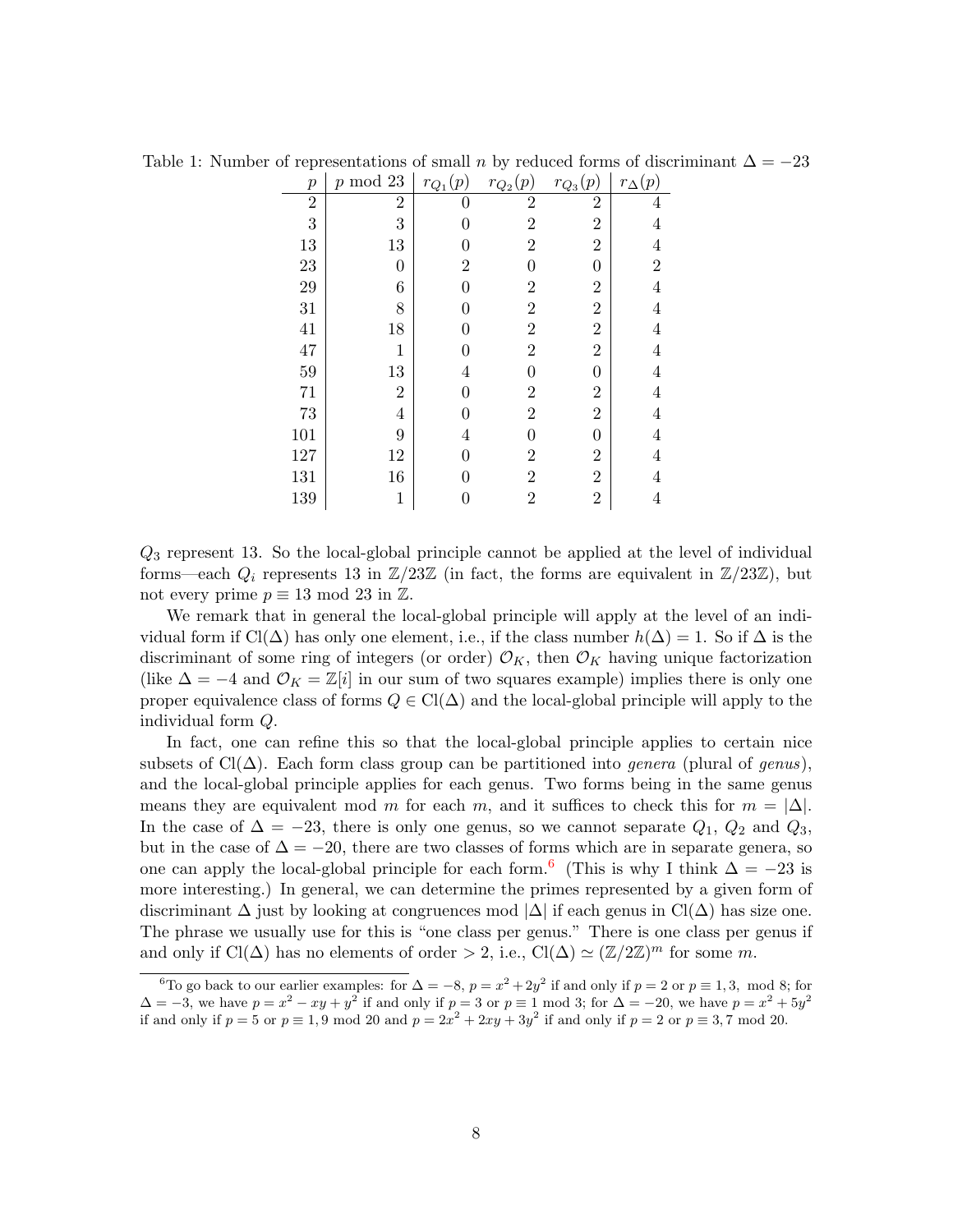Table 1: Number of representations of small $n$ by reduced forms of discriminant $\Delta = -23$

| $p$ | $p$ mod 23 | $r_{Q_1}(p)$ | $r_{Q_2}(p)$ | $r_{Q_3}(p)$ | $r_\Delta(p)$ |
|---|---|---|---|---|---|
| 2 | 2 | 0 | 2 | 2 | 4 |
| 3 | 3 | 0 | 2 | 2 | 4 |
| 13 | 13 | 0 | 2 | 2 | 4 |
| 23 | 0 | 2 | 0 | 0 | 2 |
| 29 | 6 | 0 | 2 | 2 | 4 |
| 31 | 8 | 0 | 2 | 2 | 4 |
| 41 | 18 | 0 | 2 | 2 | 4 |
| 47 | 1 | 0 | 2 | 2 | 4 |
| 59 | 13 | 4 | 0 | 0 | 4 |
| 71 | 2 | 0 | 2 | 2 | 4 |
| 73 | 4 | 0 | 2 | 2 | 4 |
| 101 | 9 | 4 | 0 | 0 | 4 |
| 127 | 12 | 0 | 2 | 2 | 4 |
| 131 | 16 | 0 | 2 | 2 | 4 |
| 139 | 1 | 0 | 2 | 2 | 4 |

$Q_3$ represent 13. So the local-global principle cannot be applied at the level of individual forms—each $Q_i$ represents 13 in $\mathbb{Z}/23\mathbb{Z}$ (in fact, the forms are equivalent in $\mathbb{Z}/23\mathbb{Z}$), but not every prime $p \equiv 13 \bmod 23$ in $\mathbb{Z}$.

We remark that in general the local-global principle will apply at the level of an individual form if $\mathrm{Cl}(\Delta)$ has only one element, i.e., if the class number $h(\Delta) = 1$. So if $\Delta$ is the discriminant of some ring of integers (or order) $\mathcal{O}_K$, then $\mathcal{O}_K$ having unique factorization (like $\Delta = -4$ and $\mathcal{O}_K = \mathbb{Z}[i]$ in our sum of two squares example) implies there is only one proper equivalence class of forms $Q \in \mathrm{Cl}(\Delta)$ and the local-global principle will apply to the individual form $Q$.

In fact, one can refine this so that the local-global principle applies to certain nice subsets of $\mathrm{Cl}(\Delta)$. Each form class group can be partitioned into *genera* (plural of *genus*), and the local-global principle applies for each genus. Two forms being in the same genus means they are equivalent mod $m$ for each $m$, and it suffices to check this for $m = |\Delta|$. In the case of $\Delta = -23$, there is only one genus, so we cannot separate $Q_1$, $Q_2$ and $Q_3$, but in the case of $\Delta = -20$, there are two classes of forms which are in separate genera, so one can apply the local-global principle for each form.[6] (This is why I think $\Delta = -23$ is more interesting.) In general, we can determine the primes represented by a given form of discriminant $\Delta$ just by looking at congruences mod $|\Delta|$ if each genus in $\mathrm{Cl}(\Delta)$ has size one. The phrase we usually use for this is "one class per genus." There is one class per genus if and only if $\mathrm{Cl}(\Delta)$ has no elements of order $> 2$, i.e., $\mathrm{Cl}(\Delta) \simeq (\mathbb{Z}/2\mathbb{Z})^m$ for some $m$.

[6] To go back to our earlier examples: for $\Delta = -8$, $p = x^2 + 2y^2$ if and only if $p = 2$ or $p \equiv 1, 3, \bmod 8$; for $\Delta = -3$, we have $p = x^2 - xy + y^2$ if and only if $p = 3$ or $p \equiv 1 \bmod 3$; for $\Delta = -20$, we have $p = x^2 + 5y^2$ if and only if $p = 5$ or $p \equiv 1, 9 \bmod 20$ and $p = 2x^2 + 2xy + 3y^2$ if and only if $p = 2$ or $p \equiv 3, 7 \bmod 20$.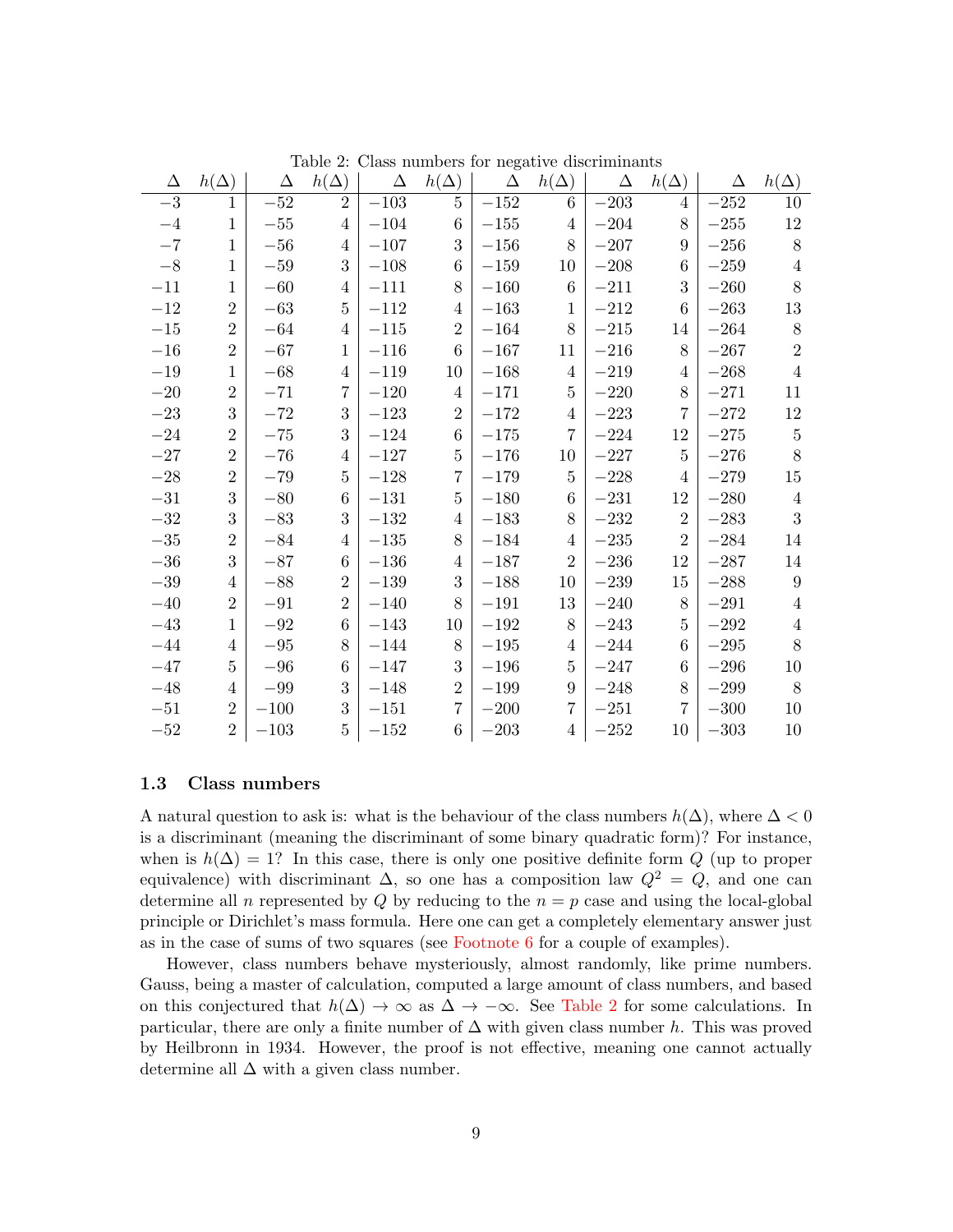Table 2: Class numbers for negative discriminants

| $\Delta$ | $h(\Delta)$ | $\Delta$ | $h(\Delta)$ | $\Delta$ | $h(\Delta)$ | $\Delta$ | $h(\Delta)$ | $\Delta$ | $h(\Delta)$ | $\Delta$ | $h(\Delta)$ |
|---|---|---|---|---|---|---|---|---|---|---|---|
| $-3$ | 1 | $-52$ | 2 | $-103$ | 5 | $-152$ | 6 | $-203$ | 4 | $-252$ | 10 |
| $-4$ | 1 | $-55$ | 4 | $-104$ | 6 | $-155$ | 4 | $-204$ | 8 | $-255$ | 12 |
| $-7$ | 1 | $-56$ | 4 | $-107$ | 3 | $-156$ | 8 | $-207$ | 9 | $-256$ | 8 |
| $-8$ | 1 | $-59$ | 3 | $-108$ | 6 | $-159$ | 10 | $-208$ | 6 | $-259$ | 4 |
| $-11$ | 1 | $-60$ | 4 | $-111$ | 8 | $-160$ | 6 | $-211$ | 3 | $-260$ | 8 |
| $-12$ | 2 | $-63$ | 5 | $-112$ | 4 | $-163$ | 1 | $-212$ | 6 | $-263$ | 13 |
| $-15$ | 2 | $-64$ | 4 | $-115$ | 2 | $-164$ | 8 | $-215$ | 14 | $-264$ | 8 |
| $-16$ | 2 | $-67$ | 1 | $-116$ | 6 | $-167$ | 11 | $-216$ | 8 | $-267$ | 2 |
| $-19$ | 1 | $-68$ | 4 | $-119$ | 10 | $-168$ | 4 | $-219$ | 4 | $-268$ | 4 |
| $-20$ | 2 | $-71$ | 7 | $-120$ | 4 | $-171$ | 5 | $-220$ | 8 | $-271$ | 11 |
| $-23$ | 3 | $-72$ | 3 | $-123$ | 2 | $-172$ | 4 | $-223$ | 7 | $-272$ | 12 |
| $-24$ | 2 | $-75$ | 3 | $-124$ | 6 | $-175$ | 7 | $-224$ | 12 | $-275$ | 5 |
| $-27$ | 2 | $-76$ | 4 | $-127$ | 5 | $-176$ | 10 | $-227$ | 5 | $-276$ | 8 |
| $-28$ | 2 | $-79$ | 5 | $-128$ | 7 | $-179$ | 5 | $-228$ | 4 | $-279$ | 15 |
| $-31$ | 3 | $-80$ | 6 | $-131$ | 5 | $-180$ | 6 | $-231$ | 12 | $-280$ | 4 |
| $-32$ | 3 | $-83$ | 3 | $-132$ | 4 | $-183$ | 8 | $-232$ | 2 | $-283$ | 3 |
| $-35$ | 2 | $-84$ | 4 | $-135$ | 8 | $-184$ | 4 | $-235$ | 2 | $-284$ | 14 |
| $-36$ | 3 | $-87$ | 6 | $-136$ | 4 | $-187$ | 2 | $-236$ | 12 | $-287$ | 14 |
| $-39$ | 4 | $-88$ | 2 | $-139$ | 3 | $-188$ | 10 | $-239$ | 15 | $-288$ | 9 |
| $-40$ | 2 | $-91$ | 2 | $-140$ | 8 | $-191$ | 13 | $-240$ | 8 | $-291$ | 4 |
| $-43$ | 1 | $-92$ | 6 | $-143$ | 10 | $-192$ | 8 | $-243$ | 5 | $-292$ | 4 |
| $-44$ | 4 | $-95$ | 8 | $-144$ | 8 | $-195$ | 4 | $-244$ | 6 | $-295$ | 8 |
| $-47$ | 5 | $-96$ | 6 | $-147$ | 3 | $-196$ | 5 | $-247$ | 6 | $-296$ | 10 |
| $-48$ | 4 | $-99$ | 3 | $-148$ | 2 | $-199$ | 9 | $-248$ | 8 | $-299$ | 8 |
| $-51$ | 2 | $-100$ | 3 | $-151$ | 7 | $-200$ | 7 | $-251$ | 7 | $-300$ | 10 |
| $-52$ | 2 | $-103$ | 5 | $-152$ | 6 | $-203$ | 4 | $-252$ | 10 | $-303$ | 10 |

### 1.3 Class numbers

A natural question to ask is: what is the behaviour of the class numbers $h(\Delta)$, where $\Delta < 0$ is a discriminant (meaning the discriminant of some binary quadratic form)? For instance, when is $h(\Delta) = 1$? In this case, there is only one positive definite form $Q$ (up to proper equivalence) with discriminant $\Delta$, so one has a composition law $Q^2 = Q$, and one can determine all $n$ represented by $Q$ by reducing to the $n = p$ case and using the local-global principle or Dirichlet's mass formula. Here one can get a completely elementary answer just as in the case of sums of two squares (see Footnote 6 for a couple of examples).

However, class numbers behave mysteriously, almost randomly, like prime numbers. Gauss, being a master of calculation, computed a large amount of class numbers, and based on this conjectured that $h(\Delta) \to \infty$ as $\Delta \to -\infty$. See Table 2 for some calculations. In particular, there are only a finite number of $\Delta$ with given class number $h$. This was proved by Heilbronn in 1934. However, the proof is not effective, meaning one cannot actually determine all $\Delta$ with a given class number.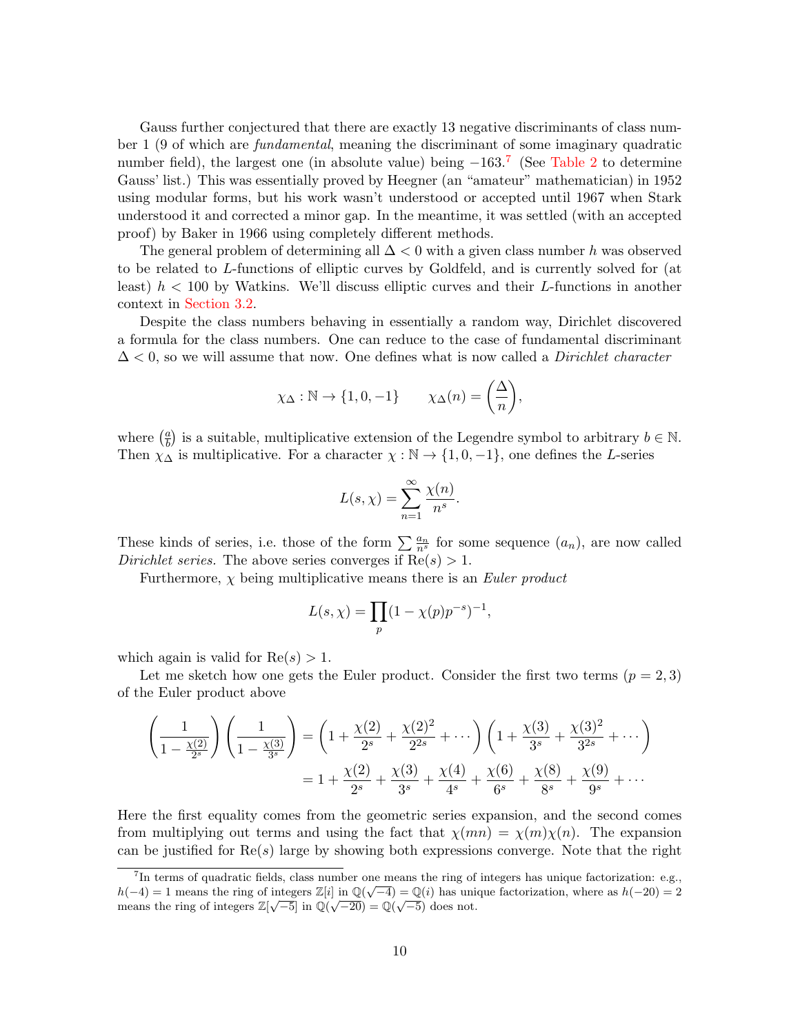Gauss further conjectured that there are exactly 13 negative discriminants of class number 1 (9 of which are *fundamental*, meaning the discriminant of some imaginary quadratic number field), the largest one (in absolute value) being $-163$.[7] (See Table 2 to determine Gauss' list.) This was essentially proved by Heegner (an "amateur" mathematician) in 1952 using modular forms, but his work wasn't understood or accepted until 1967 when Stark understood it and corrected a minor gap. In the meantime, it was settled (with an accepted proof) by Baker in 1966 using completely different methods.

The general problem of determining all $\Delta < 0$ with a given class number $h$ was observed to be related to $L$-functions of elliptic curves by Goldfeld, and is currently solved for (at least) $h < 100$ by Watkins. We'll discuss elliptic curves and their $L$-functions in another context in Section 3.2.

Despite the class numbers behaving in essentially a random way, Dirichlet discovered a formula for the class numbers. One can reduce to the case of fundamental discriminant $\Delta < 0$, so we will assume that now. One defines what is now called a *Dirichlet character*

$$\chi_\Delta : \mathbb{N} \to \{1, 0, -1\} \qquad \chi_\Delta(n) = \left(\frac{\Delta}{n}\right),$$

where $\left(\frac{a}{b}\right)$ is a suitable, multiplicative extension of the Legendre symbol to arbitrary $b \in \mathbb{N}$. Then $\chi_\Delta$ is multiplicative. For a character $\chi : \mathbb{N} \to \{1, 0, -1\}$, one defines the $L$-series

$$L(s, \chi) = \sum_{n=1}^{\infty} \frac{\chi(n)}{n^s}.$$

These kinds of series, i.e. those of the form $\sum \frac{a_n}{n^s}$ for some sequence $(a_n)$, are now called *Dirichlet series.* The above series converges if $\mathrm{Re}(s) > 1$.

Furthermore, $\chi$ being multiplicative means there is an *Euler product*

$$L(s, \chi) = \prod_p (1 - \chi(p) p^{-s})^{-1},$$

which again is valid for $\mathrm{Re}(s) > 1$.

Let me sketch how one gets the Euler product. Consider the first two terms ($p = 2, 3$) of the Euler product above

$$\begin{aligned}\left(\frac{1}{1 - \frac{\chi(2)}{2^s}}\right)\left(\frac{1}{1 - \frac{\chi(3)}{3^s}}\right) &= \left(1 + \frac{\chi(2)}{2^s} + \frac{\chi(2)^2}{2^{2s}} + \cdots\right)\left(1 + \frac{\chi(3)}{3^s} + \frac{\chi(3)^2}{3^{2s}} + \cdots\right) \\ &= 1 + \frac{\chi(2)}{2^s} + \frac{\chi(3)}{3^s} + \frac{\chi(4)}{4^s} + \frac{\chi(6)}{6^s} + \frac{\chi(8)}{8^s} + \frac{\chi(9)}{9^s} + \cdots\end{aligned}$$

Here the first equality comes from the geometric series expansion, and the second comes from multiplying out terms and using the fact that $\chi(mn) = \chi(m)\chi(n)$. The expansion can be justified for $\mathrm{Re}(s)$ large by showing both expressions converge. Note that the right

[7] In terms of quadratic fields, class number one means the ring of integers has unique factorization: e.g., $h(-4) = 1$ means the ring of integers $\mathbb{Z}[i]$ in $\mathbb{Q}(\sqrt{-4}) = \mathbb{Q}(i)$ has unique factorization, where as $h(-20) = 2$ means the ring of integers $\mathbb{Z}[\sqrt{-5}]$ in $\mathbb{Q}(\sqrt{-20}) = \mathbb{Q}(\sqrt{-5})$ does not.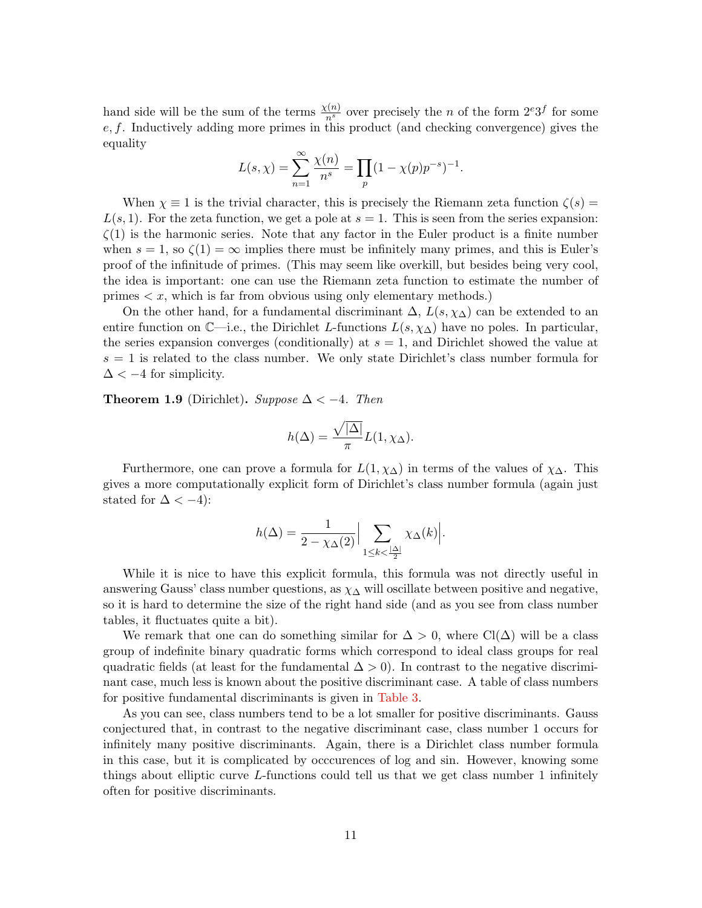hand side will be the sum of the terms $\frac{\chi(n)}{n^s}$ over precisely the $n$ of the form $2^e 3^f$ for some $e, f$. Inductively adding more primes in this product (and checking convergence) gives the equality

$$L(s,\chi) = \sum_{n=1}^{\infty} \frac{\chi(n)}{n^s} = \prod_p (1 - \chi(p)p^{-s})^{-1}.$$

When $\chi \equiv 1$ is the trivial character, this is precisely the Riemann zeta function $\zeta(s) = L(s, 1)$. For the zeta function, we get a pole at $s = 1$. This is seen from the series expansion: $\zeta(1)$ is the harmonic series. Note that any factor in the Euler product is a finite number when $s = 1$, so $\zeta(1) = \infty$ implies there must be infinitely many primes, and this is Euler's proof of the infinitude of primes. (This may seem like overkill, but besides being very cool, the idea is important: one can use the Riemann zeta function to estimate the number of primes $< x$, which is far from obvious using only elementary methods.)

On the other hand, for a fundamental discriminant $\Delta$, $L(s, \chi_\Delta)$ can be extended to an entire function on $\mathbb{C}$—i.e., the Dirichlet $L$-functions $L(s, \chi_\Delta)$ have no poles. In particular, the series expansion converges (conditionally) at $s = 1$, and Dirichlet showed the value at $s = 1$ is related to the class number. We only state Dirichlet's class number formula for $\Delta < -4$ for simplicity.

**Theorem 1.9** (Dirichlet)**.** *Suppose $\Delta < -4$. Then*

$$h(\Delta) = \frac{\sqrt{|\Delta|}}{\pi} L(1, \chi_\Delta).$$

Furthermore, one can prove a formula for $L(1, \chi_\Delta)$ in terms of the values of $\chi_\Delta$. This gives a more computationally explicit form of Dirichlet's class number formula (again just stated for $\Delta < -4$):

$$h(\Delta) = \frac{1}{2 - \chi_\Delta(2)} \Big| \sum_{1 \le k < \frac{|\Delta|}{2}} \chi_\Delta(k) \Big|.$$

While it is nice to have this explicit formula, this formula was not directly useful in answering Gauss' class number questions, as $\chi_\Delta$ will oscillate between positive and negative, so it is hard to determine the size of the right hand side (and as you see from class number tables, it fluctuates quite a bit).

We remark that one can do something similar for $\Delta > 0$, where $\mathrm{Cl}(\Delta)$ will be a class group of indefinite binary quadratic forms which correspond to ideal class groups for real quadratic fields (at least for the fundamental $\Delta > 0$). In contrast to the negative discriminant case, much less is known about the positive discriminant case. A table of class numbers for positive fundamental discriminants is given in Table 3.

As you can see, class numbers tend to be a lot smaller for positive discriminants. Gauss conjectured that, in contrast to the negative discriminant case, class number 1 occurs for infinitely many positive discriminants. Again, there is a Dirichlet class number formula in this case, but it is complicated by occcurences of log and sin. However, knowing some things about elliptic curve $L$-functions could tell us that we get class number 1 infinitely often for positive discriminants.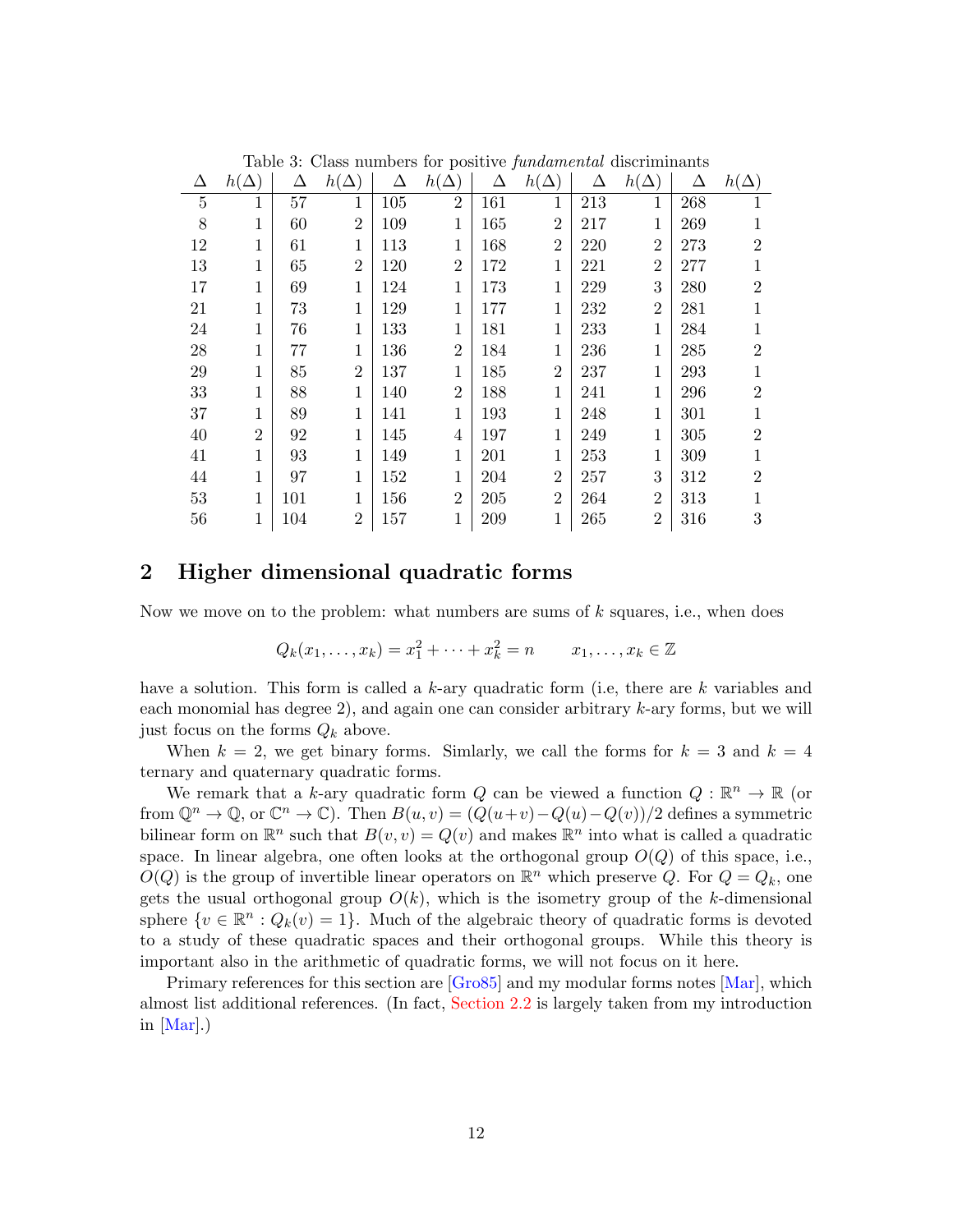Table 3: Class numbers for positive *fundamental* discriminants

| $\Delta$ | $h(\Delta)$ | $\Delta$ | $h(\Delta)$ | $\Delta$ | $h(\Delta)$ | $\Delta$ | $h(\Delta)$ | $\Delta$ | $h(\Delta)$ | $\Delta$ | $h(\Delta)$ |
|---|---|---|---|---|---|---|---|---|---|---|---|
| 5 | 1 | 57 | 1 | 105 | 2 | 161 | 1 | 213 | 1 | 268 | 1 |
| 8 | 1 | 60 | 2 | 109 | 1 | 165 | 2 | 217 | 1 | 269 | 1 |
| 12 | 1 | 61 | 1 | 113 | 1 | 168 | 2 | 220 | 2 | 273 | 2 |
| 13 | 1 | 65 | 2 | 120 | 2 | 172 | 1 | 221 | 2 | 277 | 1 |
| 17 | 1 | 69 | 1 | 124 | 1 | 173 | 1 | 229 | 3 | 280 | 2 |
| 21 | 1 | 73 | 1 | 129 | 1 | 177 | 1 | 232 | 2 | 281 | 1 |
| 24 | 1 | 76 | 1 | 133 | 1 | 181 | 1 | 233 | 1 | 284 | 1 |
| 28 | 1 | 77 | 1 | 136 | 2 | 184 | 1 | 236 | 1 | 285 | 2 |
| 29 | 1 | 85 | 2 | 137 | 1 | 185 | 2 | 237 | 1 | 293 | 1 |
| 33 | 1 | 88 | 1 | 140 | 2 | 188 | 1 | 241 | 1 | 296 | 2 |
| 37 | 1 | 89 | 1 | 141 | 1 | 193 | 1 | 248 | 1 | 301 | 1 |
| 40 | 2 | 92 | 1 | 145 | 4 | 197 | 1 | 249 | 1 | 305 | 2 |
| 41 | 1 | 93 | 1 | 149 | 1 | 201 | 1 | 253 | 1 | 309 | 1 |
| 44 | 1 | 97 | 1 | 152 | 1 | 204 | 2 | 257 | 3 | 312 | 2 |
| 53 | 1 | 101 | 1 | 156 | 2 | 205 | 2 | 264 | 2 | 313 | 1 |
| 56 | 1 | 104 | 2 | 157 | 1 | 209 | 1 | 265 | 2 | 316 | 3 |

## 2 Higher dimensional quadratic forms

Now we move on to the problem: what numbers are sums of $k$ squares, i.e., when does

$$Q_k(x_1, \dots, x_k) = x_1^2 + \cdots + x_k^2 = n \qquad x_1, \dots, x_k \in \mathbb{Z}$$

have a solution. This form is called a $k$-ary quadratic form (i.e, there are $k$ variables and each monomial has degree 2), and again one can consider arbitrary $k$-ary forms, but we will just focus on the forms $Q_k$ above.

When $k = 2$, we get binary forms. Simlarly, we call the forms for $k = 3$ and $k = 4$ ternary and quaternary quadratic forms.

We remark that a $k$-ary quadratic form $Q$ can be viewed a function $Q : \mathbb{R}^n \to \mathbb{R}$ (or from $\mathbb{Q}^n \to \mathbb{Q}$, or $\mathbb{C}^n \to \mathbb{C}$). Then $B(u, v) = (Q(u+v) - Q(u) - Q(v))/2$ defines a symmetric bilinear form on $\mathbb{R}^n$ such that $B(v, v) = Q(v)$ and makes $\mathbb{R}^n$ into what is called a quadratic space. In linear algebra, one often looks at the orthogonal group $O(Q)$ of this space, i.e., $O(Q)$ is the group of invertible linear operators on $\mathbb{R}^n$ which preserve $Q$. For $Q = Q_k$, one gets the usual orthogonal group $O(k)$, which is the isometry group of the $k$-dimensional sphere $\{v \in \mathbb{R}^n : Q_k(v) = 1\}$. Much of the algebraic theory of quadratic forms is devoted to a study of these quadratic spaces and their orthogonal groups. While this theory is important also in the arithmetic of quadratic forms, we will not focus on it here.

Primary references for this section are [Gro85] and my modular forms notes [Mar], which almost list additional references. (In fact, Section 2.2 is largely taken from my introduction in [Mar].)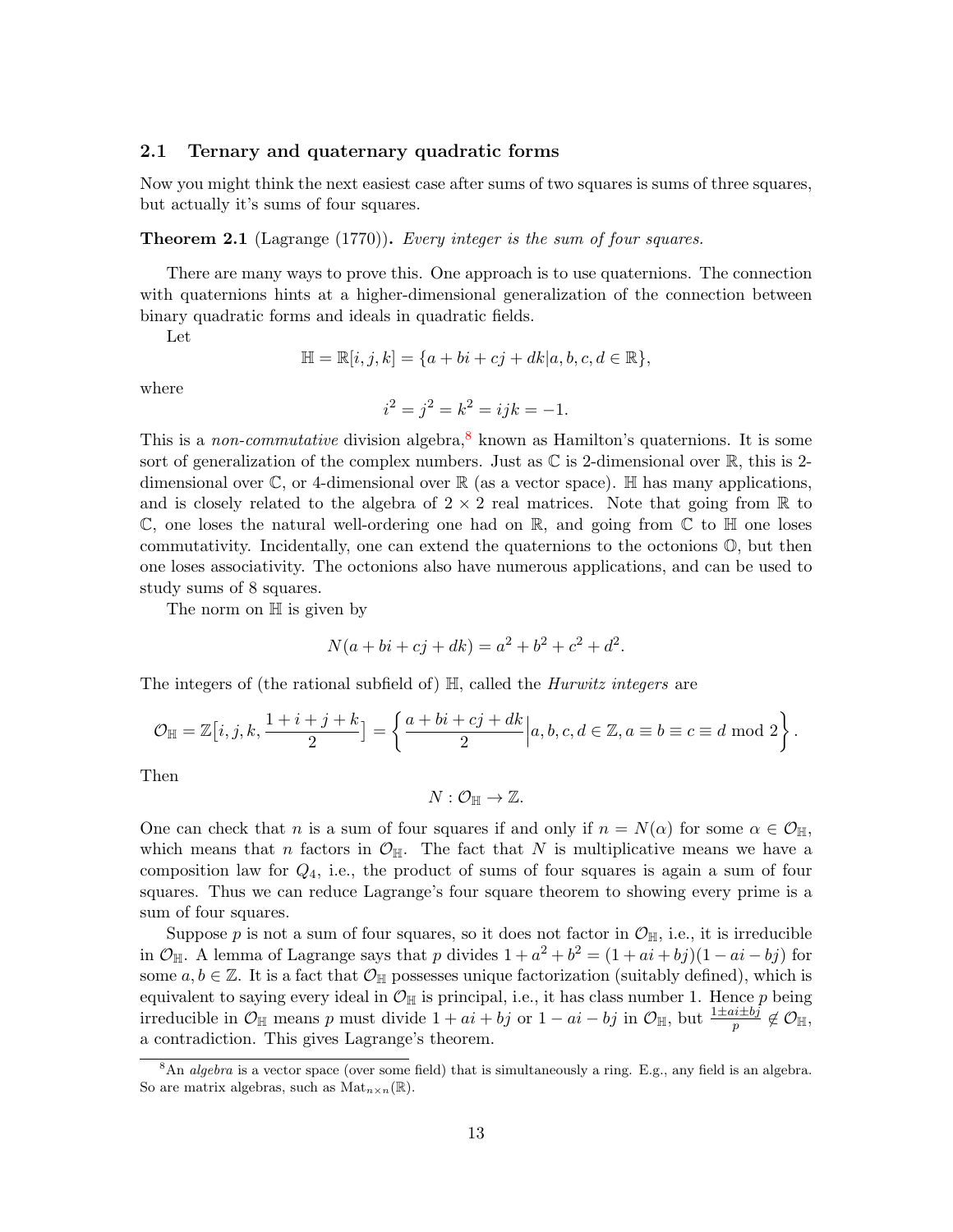### 2.1 Ternary and quaternary quadratic forms

Now you might think the next easiest case after sums of two squares is sums of three squares, but actually it's sums of four squares.

**Theorem 2.1** (Lagrange (1770))**.** *Every integer is the sum of four squares.*

There are many ways to prove this. One approach is to use quaternions. The connection with quaternions hints at a higher-dimensional generalization of the connection between binary quadratic forms and ideals in quadratic fields.

Let

$$\mathbb{H} = \mathbb{R}[i, j, k] = \{a + bi + cj + dk | a, b, c, d \in \mathbb{R}\},$$

where

$$i^2 = j^2 = k^2 = ijk = -1.$$

This is a *non-commutative* division algebra,[8] known as Hamilton's quaternions. It is some sort of generalization of the complex numbers. Just as $\mathbb{C}$ is 2-dimensional over $\mathbb{R}$, this is 2-dimensional over $\mathbb{C}$, or 4-dimensional over $\mathbb{R}$ (as a vector space). $\mathbb{H}$ has many applications, and is closely related to the algebra of $2 \times 2$ real matrices. Note that going from $\mathbb{R}$ to $\mathbb{C}$, one loses the natural well-ordering one had on $\mathbb{R}$, and going from $\mathbb{C}$ to $\mathbb{H}$ one loses commutativity. Incidentally, one can extend the quaternions to the octonions $\mathbb{O}$, but then one loses associativity. The octonions also have numerous applications, and can be used to study sums of 8 squares.

The norm on $\mathbb{H}$ is given by

$$N(a + bi + cj + dk) = a^2 + b^2 + c^2 + d^2.$$

The integers of (the rational subfield of) $\mathbb{H}$, called the *Hurwitz integers* are

$$\mathcal{O}_{\mathbb{H}} = \mathbb{Z}\left[i, j, k, \frac{1+i+j+k}{2}\right] = \left\{ \frac{a + bi + cj + dk}{2} \Big| a, b, c, d \in \mathbb{Z}, a \equiv b \equiv c \equiv d \bmod 2 \right\}.$$

Then

$$N : \mathcal{O}_{\mathbb{H}} \to \mathbb{Z}.$$

One can check that $n$ is a sum of four squares if and only if $n = N(\alpha)$ for some $\alpha \in \mathcal{O}_{\mathbb{H}}$, which means that $n$ factors in $\mathcal{O}_{\mathbb{H}}$. The fact that $N$ is multiplicative means we have a composition law for $Q_4$, i.e., the product of sums of four squares is again a sum of four squares. Thus we can reduce Lagrange's four square theorem to showing every prime is a sum of four squares.

Suppose $p$ is not a sum of four squares, so it does not factor in $\mathcal{O}_{\mathbb{H}}$, i.e., it is irreducible in $\mathcal{O}_{\mathbb{H}}$. A lemma of Lagrange says that $p$ divides $1 + a^2 + b^2 = (1 + ai + bj)(1 - ai - bj)$ for some $a, b \in \mathbb{Z}$. It is a fact that $\mathcal{O}_{\mathbb{H}}$ possesses unique factorization (suitably defined), which is equivalent to saying every ideal in $\mathcal{O}_{\mathbb{H}}$ is principal, i.e., it has class number 1. Hence $p$ being irreducible in $\mathcal{O}_{\mathbb{H}}$ means $p$ must divide $1 + ai + bj$ or $1 - ai - bj$ in $\mathcal{O}_{\mathbb{H}}$, but $\frac{1 \pm ai \pm bj}{p} \notin \mathcal{O}_{\mathbb{H}}$, a contradiction. This gives Lagrange's theorem.

[8] An *algebra* is a vector space (over some field) that is simultaneously a ring. E.g., any field is an algebra. So are matrix algebras, such as $\mathrm{Mat}_{n \times n}(\mathbb{R})$.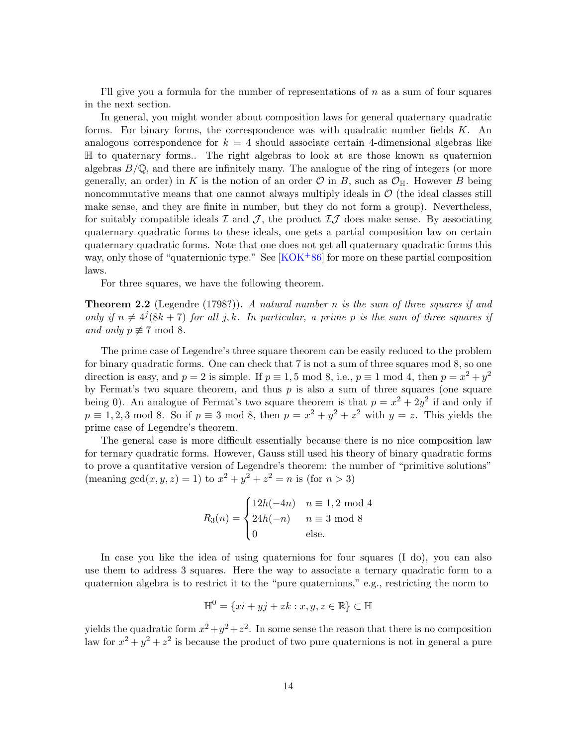I'll give you a formula for the number of representations of $n$ as a sum of four squares in the next section.

In general, you might wonder about composition laws for general quaternary quadratic forms. For binary forms, the correspondence was with quadratic number fields $K$. An analogous correspondence for $k = 4$ should associate certain 4-dimensional algebras like $\mathbb{H}$ to quaternary forms.. The right algebras to look at are those known as quaternion algebras $B/\mathbb{Q}$, and there are infinitely many. The analogue of the ring of integers (or more generally, an order) in $K$ is the notion of an order $\mathcal{O}$ in $B$, such as $\mathcal{O}_{\mathbb{H}}$. However $B$ being noncommutative means that one cannot always multiply ideals in $\mathcal{O}$ (the ideal classes still make sense, and they are finite in number, but they do not form a group). Nevertheless, for suitably compatible ideals $\mathcal{I}$ and $\mathcal{J}$, the product $\mathcal{IJ}$ does make sense. By associating quaternary quadratic forms to these ideals, one gets a partial composition law on certain quaternary quadratic forms. Note that one does not get all quaternary quadratic forms this way, only those of "quaternionic type." See [KOK+86] for more on these partial composition laws.

For three squares, we have the following theorem.

**Theorem 2.2** (Legendre (1798?))**.** *A natural number $n$ is the sum of three squares if and only if $n \neq 4^j(8k+7)$ for all $j, k$. In particular, a prime $p$ is the sum of three squares if and only $p \not\equiv 7 \bmod 8$.*

The prime case of Legendre's three square theorem can be easily reduced to the problem for binary quadratic forms. One can check that 7 is not a sum of three squares mod 8, so one direction is easy, and $p = 2$ is simple. If $p \equiv 1, 5 \bmod 8$, i.e., $p \equiv 1 \bmod 4$, then $p = x^2 + y^2$ by Fermat's two square theorem, and thus $p$ is also a sum of three squares (one square being 0). An analogue of Fermat's two square theorem is that $p = x^2 + 2y^2$ if and only if $p \equiv 1, 2, 3 \bmod 8$. So if $p \equiv 3 \bmod 8$, then $p = x^2 + y^2 + z^2$ with $y = z$. This yields the prime case of Legendre's theorem.

The general case is more difficult essentially because there is no nice composition law for ternary quadratic forms. However, Gauss still used his theory of binary quadratic forms to prove a quantitative version of Legendre's theorem: the number of "primitive solutions" (meaning $\gcd(x, y, z) = 1$) to $x^2 + y^2 + z^2 = n$ is (for $n > 3$)

$$R_3(n) = \begin{cases} 12h(-4n) & n \equiv 1, 2 \bmod 4 \\ 24h(-n) & n \equiv 3 \bmod 8 \\ 0 & \text{else.} \end{cases}$$

In case you like the idea of using quaternions for four squares (I do), you can also use them to address 3 squares. Here the way to associate a ternary quadratic form to a quaternion algebra is to restrict it to the "pure quaternions," e.g., restricting the norm to

$$\mathbb{H}^0 = \{xi + yj + zk : x, y, z \in \mathbb{R}\} \subset \mathbb{H}$$

yields the quadratic form $x^2+y^2+z^2$. In some sense the reason that there is no composition law for $x^2 + y^2 + z^2$ is because the product of two pure quaternions is not in general a pure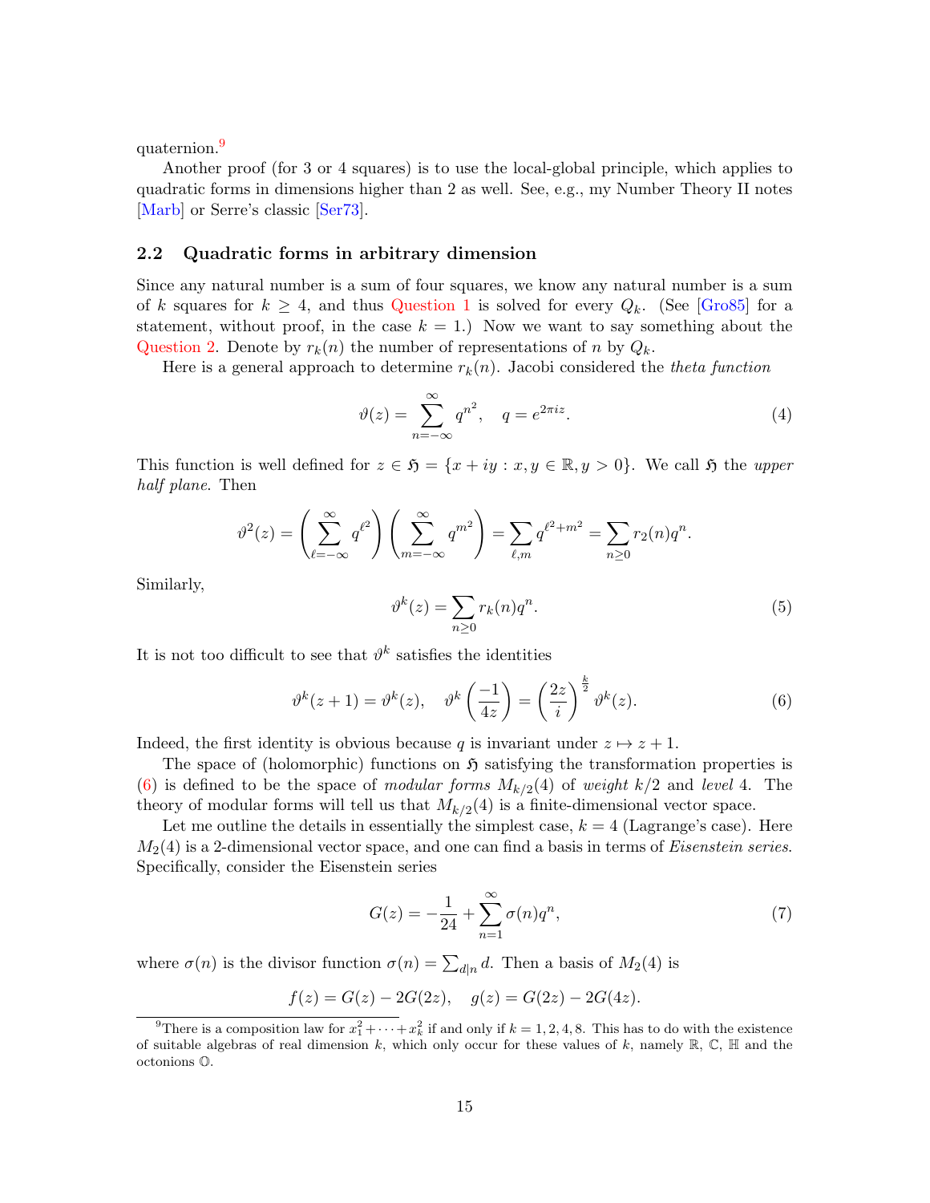quaternion.[9]

Another proof (for 3 or 4 squares) is to use the local-global principle, which applies to quadratic forms in dimensions higher than 2 as well. See, e.g., my Number Theory II notes [Marb] or Serre's classic [Ser73].

### 2.2 Quadratic forms in arbitrary dimension

Since any natural number is a sum of four squares, we know any natural number is a sum of $k$ squares for $k \geq 4$, and thus Question 1 is solved for every $Q_k$. (See [Gro85] for a statement, without proof, in the case $k = 1$.) Now we want to say something about the Question 2. Denote by $r_k(n)$ the number of representations of $n$ by $Q_k$.

Here is a general approach to determine $r_k(n)$. Jacobi considered the *theta function*

$$\vartheta(z) = \sum_{n=-\infty}^{\infty} q^{n^2}, \quad q = e^{2\pi i z}. \tag{4}$$

This function is well defined for $z \in \mathfrak{H} = \{x + iy : x, y \in \mathbb{R}, y > 0\}$. We call $\mathfrak{H}$ the *upper half plane*. Then

$$\vartheta^2(z) = \left( \sum_{\ell=-\infty}^{\infty} q^{\ell^2} \right) \left( \sum_{m=-\infty}^{\infty} q^{m^2} \right) = \sum_{\ell, m} q^{\ell^2 + m^2} = \sum_{n \geq 0} r_2(n) q^n.$$

Similarly,

$$\vartheta^k(z) = \sum_{n \geq 0} r_k(n) q^n. \tag{5}$$

It is not too difficult to see that $\vartheta^k$ satisfies the identities

$$\vartheta^k(z+1) = \vartheta^k(z), \quad \vartheta^k\left(\frac{-1}{4z}\right) = \left(\frac{2z}{i}\right)^{\frac{k}{2}} \vartheta^k(z). \tag{6}$$

Indeed, the first identity is obvious because $q$ is invariant under $z \mapsto z + 1$.

The space of (holomorphic) functions on $\mathfrak{H}$ satisfying the transformation properties is (6) is defined to be the space of *modular forms* $M_{k/2}(4)$ of *weight* $k/2$ and *level* 4. The theory of modular forms will tell us that $M_{k/2}(4)$ is a finite-dimensional vector space.

Let me outline the details in essentially the simplest case, $k = 4$ (Lagrange's case). Here $M_2(4)$ is a 2-dimensional vector space, and one can find a basis in terms of *Eisenstein series*. Specifically, consider the Eisenstein series

$$G(z) = -\frac{1}{24} + \sum_{n=1}^{\infty} \sigma(n) q^n, \tag{7}$$

where $\sigma(n)$ is the divisor function $\sigma(n) = \sum_{d|n} d$. Then a basis of $M_2(4)$ is

$$f(z) = G(z) - 2G(2z), \quad g(z) = G(2z) - 2G(4z).$$

[9] There is a composition law for $x_1^2 + \cdots + x_k^2$ if and only if $k = 1, 2, 4, 8$. This has to do with the existence of suitable algebras of real dimension $k$, which only occur for these values of $k$, namely $\mathbb{R}$, $\mathbb{C}$, $\mathbb{H}$ and the octonions $\mathbb{O}$.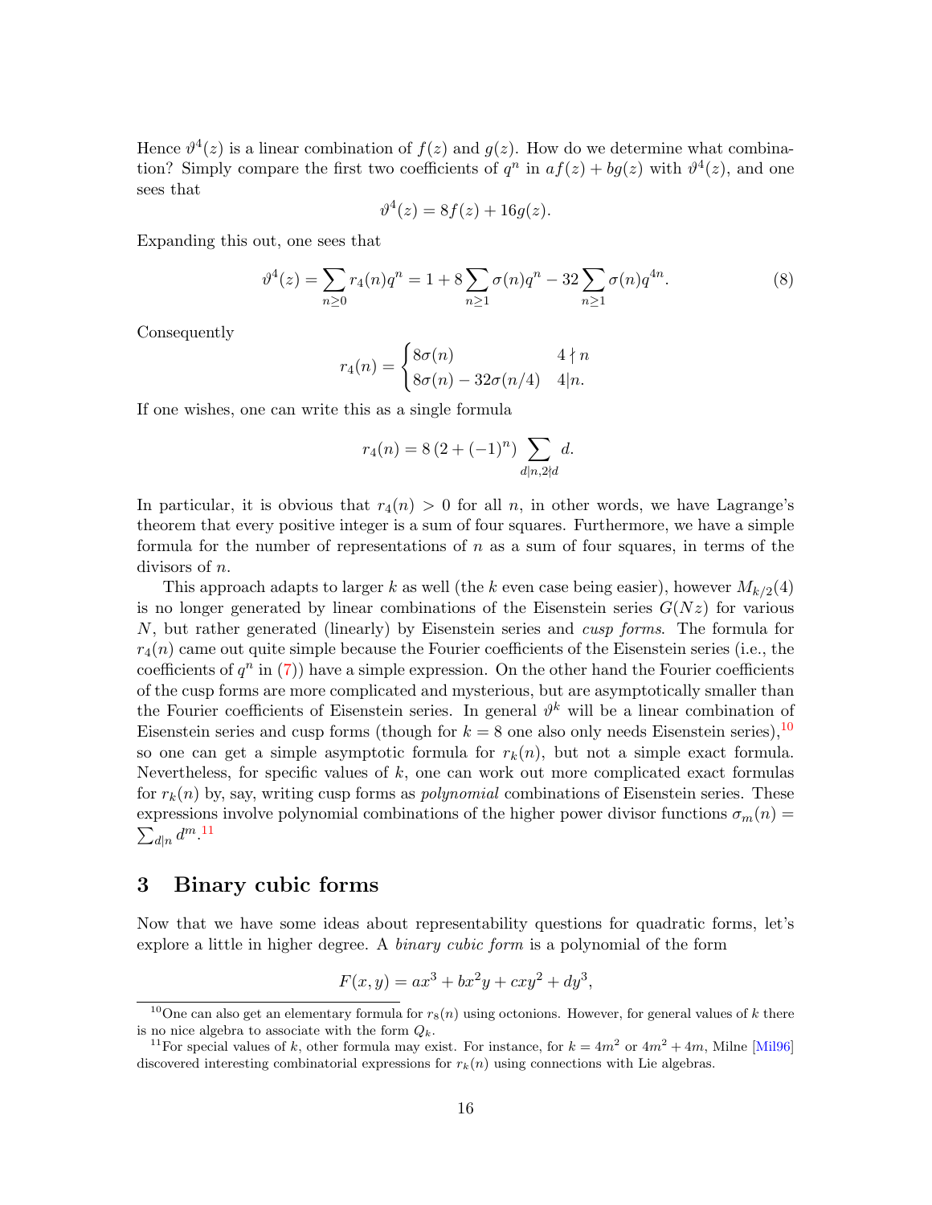Hence $\vartheta^4(z)$ is a linear combination of $f(z)$ and $g(z)$. How do we determine what combination? Simply compare the first two coefficients of $q^n$ in $af(z) + bg(z)$ with $\vartheta^4(z)$, and one sees that

$$\vartheta^4(z) = 8f(z) + 16g(z).$$

Expanding this out, one sees that

$$\vartheta^4(z) = \sum_{n \geq 0} r_4(n) q^n = 1 + 8 \sum_{n \geq 1} \sigma(n) q^n - 32 \sum_{n \geq 1} \sigma(n) q^{4n}. \tag{8}$$

Consequently

$$r_4(n) = \begin{cases} 8\sigma(n) & 4 \nmid n \\ 8\sigma(n) - 32\sigma(n/4) & 4 | n. \end{cases}$$

If one wishes, one can write this as a single formula

$$r_4(n) = 8\left(2 + (-1)^n\right) \sum_{d|n, 2 \nmid d} d.$$

In particular, it is obvious that $r_4(n) > 0$ for all $n$, in other words, we have Lagrange's theorem that every positive integer is a sum of four squares. Furthermore, we have a simple formula for the number of representations of $n$ as a sum of four squares, in terms of the divisors of $n$.

This approach adapts to larger $k$ as well (the $k$ even case being easier), however $M_{k/2}(4)$ is no longer generated by linear combinations of the Eisenstein series $G(Nz)$ for various $N$, but rather generated (linearly) by Eisenstein series and *cusp forms*. The formula for $r_4(n)$ came out quite simple because the Fourier coefficients of the Eisenstein series (i.e., the coefficients of $q^n$ in (7)) have a simple expression. On the other hand the Fourier coefficients of the cusp forms are more complicated and mysterious, but are asymptotically smaller than the Fourier coefficients of Eisenstein series. In general $\vartheta^k$ will be a linear combination of Eisenstein series and cusp forms (though for $k = 8$ one also only needs Eisenstein series),[10] so one can get a simple asymptotic formula for $r_k(n)$, but not a simple exact formula. Nevertheless, for specific values of $k$, one can work out more complicated exact formulas for $r_k(n)$ by, say, writing cusp forms as *polynomial* combinations of Eisenstein series. These expressions involve polynomial combinations of the higher power divisor functions $\sigma_m(n) = \sum_{d|n} d^m$.[11]

## 3 Binary cubic forms

Now that we have some ideas about representability questions for quadratic forms, let's explore a little in higher degree. A *binary cubic form* is a polynomial of the form

$$F(x, y) = ax^3 + bx^2y + cxy^2 + dy^3,$$

[10] One can also get an elementary formula for $r_8(n)$ using octonions. However, for general values of $k$ there is no nice algebra to associate with the form $Q_k$.

[11] For special values of $k$, other formula may exist. For instance, for $k = 4m^2$ or $4m^2 + 4m$, Milne [Mil96] discovered interesting combinatorial expressions for $r_k(n)$ using connections with Lie algebras.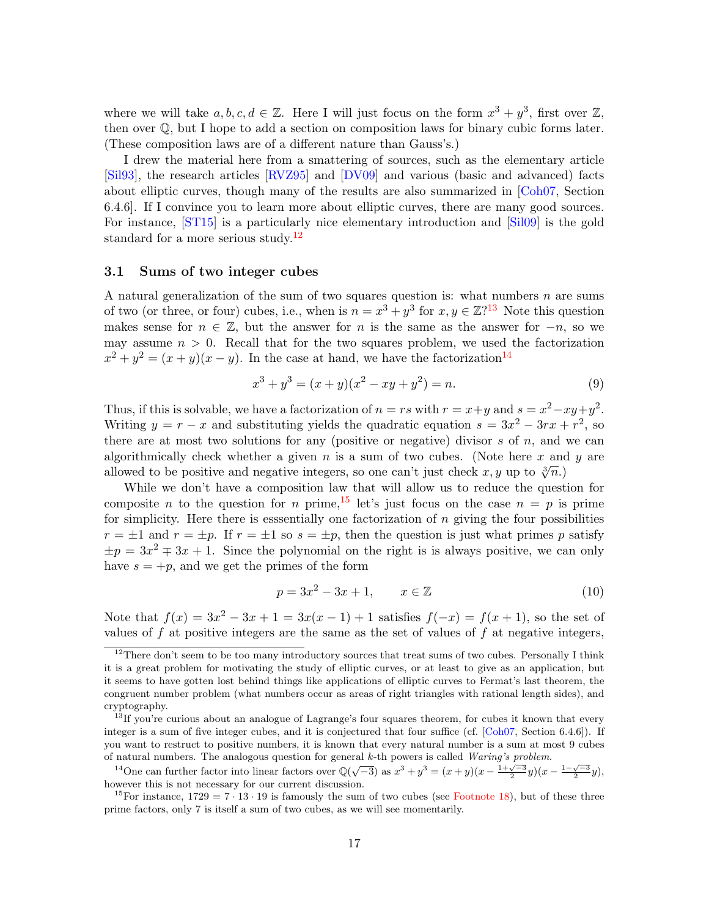where we will take $a, b, c, d \in \mathbb{Z}$. Here I will just focus on the form $x^3 + y^3$, first over $\mathbb{Z}$, then over $\mathbb{Q}$, but I hope to add a section on composition laws for binary cubic forms later. (These composition laws are of a different nature than Gauss's.)

I drew the material here from a smattering of sources, such as the elementary article [Sil93], the research articles [RVZ95] and [DV09] and various (basic and advanced) facts about elliptic curves, though many of the results are also summarized in [Coh07, Section 6.4.6]. If I convince you to learn more about elliptic curves, there are many good sources. For instance, [ST15] is a particularly nice elementary introduction and [Sil09] is the gold standard for a more serious study.[12]

### 3.1 Sums of two integer cubes

A natural generalization of the sum of two squares question is: what numbers $n$ are sums of two (or three, or four) cubes, i.e., when is $n = x^3 + y^3$ for $x, y \in \mathbb{Z}$?[13] Note this question makes sense for $n \in \mathbb{Z}$, but the answer for $n$ is the same as the answer for $-n$, so we may assume $n > 0$. Recall that for the two squares problem, we used the factorization $x^2 + y^2 = (x + y)(x - y)$. In the case at hand, we have the factorization[14]

$$x^3 + y^3 = (x + y)(x^2 - xy + y^2) = n. \tag{9}$$

Thus, if this is solvable, we have a factorization of $n = rs$ with $r = x+y$ and $s = x^2 - xy + y^2$. Writing $y = r - x$ and substituting yields the quadratic equation $s = 3x^2 - 3rx + r^2$, so there are at most two solutions for any (positive or negative) divisor $s$ of $n$, and we can algorithmically check whether a given $n$ is a sum of two cubes. (Note here $x$ and $y$ are allowed to be positive and negative integers, so one can't just check $x, y$ up to $\sqrt[3]{n}$.)

While we don't have a composition law that will allow us to reduce the question for composite $n$ to the question for $n$ prime,[15] let's just focus on the case $n = p$ is prime for simplicity. Here there is esssentially one factorization of $n$ giving the four possibilities $r = \pm 1$ and $r = \pm p$. If $r = \pm 1$ so $s = \pm p$, then the question is just what primes $p$ satisfy $\pm p = 3x^2 \mp 3x + 1$. Since the polynomial on the right is is always positive, we can only have $s = +p$, and we get the primes of the form

$$p = 3x^2 - 3x + 1, \qquad x \in \mathbb{Z} \tag{10}$$

Note that $f(x) = 3x^2 - 3x + 1 = 3x(x - 1) + 1$ satisfies $f(-x) = f(x + 1)$, so the set of values of $f$ at positive integers are the same as the set of values of $f$ at negative integers,

---

[12] There don't seem to be too many introductory sources that treat sums of two cubes. Personally I think it is a great problem for motivating the study of elliptic curves, or at least to give as an application, but it seems to have gotten lost behind things like applications of elliptic curves to Fermat's last theorem, the congruent number problem (what numbers occur as areas of right triangles with rational length sides), and cryptography.

[13] If you're curious about an analogue of Lagrange's four squares theorem, for cubes it known that every integer is a sum of five integer cubes, and it is conjectured that four suffice (cf. [Coh07, Section 6.4.6]). If you want to restruct to positive numbers, it is known that every natural number is a sum at most 9 cubes of natural numbers. The analogous question for general $k$-th powers is called *Waring's problem*.

[14] One can further factor into linear factors over $\mathbb{Q}(\sqrt{-3})$ as $x^3 + y^3 = (x + y)(x - \frac{1+\sqrt{-3}}{2}y)(x - \frac{1-\sqrt{-3}}{2}y)$, however this is not necessary for our current discussion.

[15] For instance, $1729 = 7 \cdot 13 \cdot 19$ is famously the sum of two cubes (see Footnote 18), but of these three prime factors, only 7 is itself a sum of two cubes, as we will see momentarily.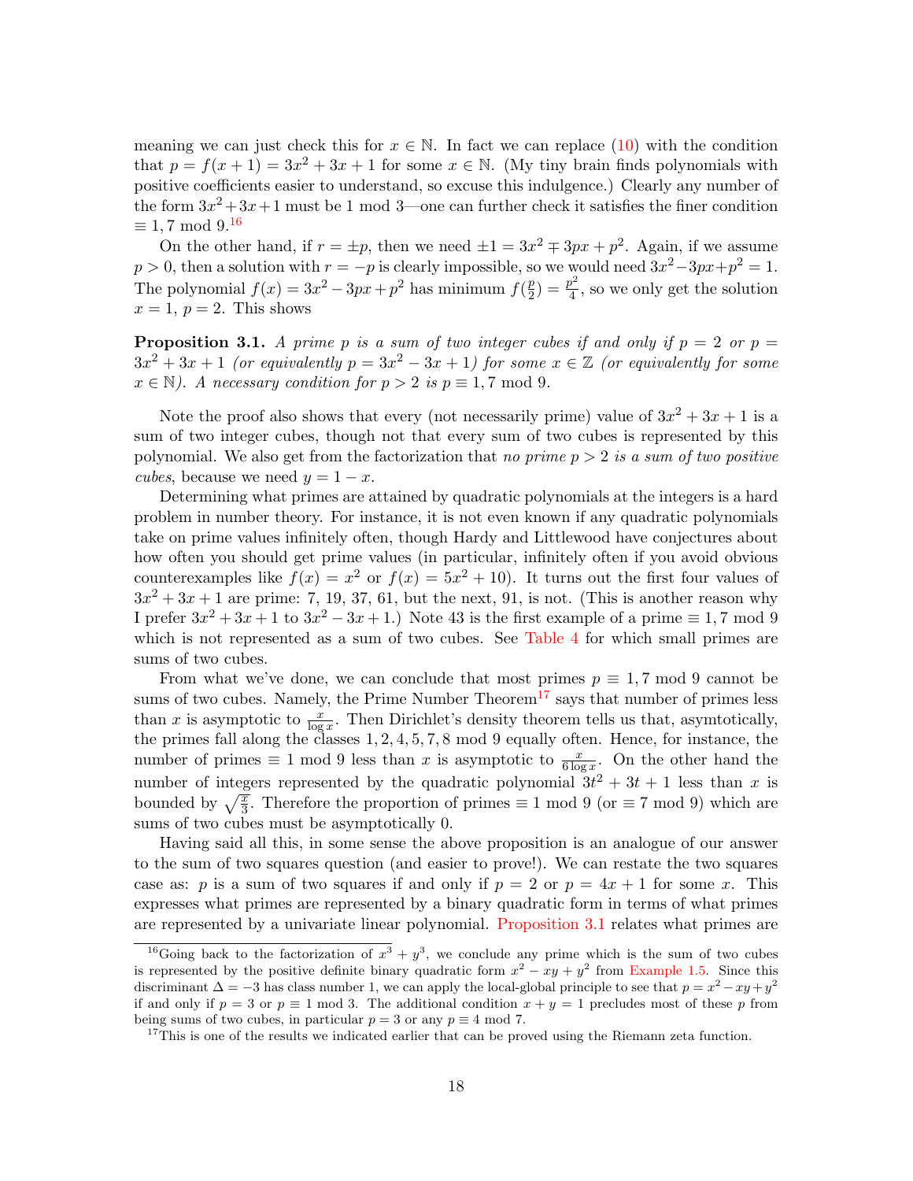meaning we can just check this for $x \in \mathbb{N}$. In fact we can replace (10) with the condition that $p = f(x+1) = 3x^2 + 3x + 1$ for some $x \in \mathbb{N}$. (My tiny brain finds polynomials with positive coefficients easier to understand, so excuse this indulgence.) Clearly any number of the form $3x^2+3x+1$ must be 1 mod 3—one can further check it satisfies the finer condition $\equiv 1, 7 \bmod 9$.[16]

On the other hand, if $r = \pm p$, then we need $\pm 1 = 3x^2 \mp 3px + p^2$. Again, if we assume $p > 0$, then a solution with $r = -p$ is clearly impossible, so we would need $3x^2 - 3px + p^2 = 1$. The polynomial $f(x) = 3x^2 - 3px + p^2$ has minimum $f(\frac{p}{2}) = \frac{p^2}{4}$, so we only get the solution $x = 1$, $p = 2$. This shows

**Proposition 3.1.** *A prime $p$ is a sum of two integer cubes if and only if $p = 2$ or $p = 3x^2 + 3x + 1$ (or equivalently $p = 3x^2 - 3x + 1$) for some $x \in \mathbb{Z}$ (or equivalently for some $x \in \mathbb{N}$). A necessary condition for $p > 2$ is $p \equiv 1, 7 \bmod 9$.*

Note the proof also shows that every (not necessarily prime) value of $3x^2 + 3x + 1$ is a sum of two integer cubes, though not that every sum of two cubes is represented by this polynomial. We also get from the factorization that *no prime $p > 2$ is a sum of two positive cubes*, because we need $y = 1 - x$.

Determining what primes are attained by quadratic polynomials at the integers is a hard problem in number theory. For instance, it is not even known if any quadratic polynomials take on prime values infinitely often, though Hardy and Littlewood have conjectures about how often you should get prime values (in particular, infinitely often if you avoid obvious counterexamples like $f(x) = x^2$ or $f(x) = 5x^2 + 10$). It turns out the first four values of $3x^2 + 3x + 1$ are prime: 7, 19, 37, 61, but the next, 91, is not. (This is another reason why I prefer $3x^2 + 3x + 1$ to $3x^2 - 3x + 1$.) Note 43 is the first example of a prime $\equiv 1, 7 \bmod 9$ which is not represented as a sum of two cubes. See Table 4 for which small primes are sums of two cubes.

From what we've done, we can conclude that most primes $p \equiv 1, 7 \bmod 9$ cannot be sums of two cubes. Namely, the Prime Number Theorem[17] says that number of primes less than $x$ is asymptotic to $\frac{x}{\log x}$. Then Dirichlet's density theorem tells us that, asymtotically, the primes fall along the classes $1, 2, 4, 5, 7, 8 \bmod 9$ equally often. Hence, for instance, the number of primes $\equiv 1 \bmod 9$ less than $x$ is asymptotic to $\frac{x}{6 \log x}$. On the other hand the number of integers represented by the quadratic polynomial $3t^2 + 3t + 1$ less than $x$ is bounded by $\sqrt{\frac{x}{3}}$. Therefore the proportion of primes $\equiv 1 \bmod 9$ (or $\equiv 7 \bmod 9$) which are sums of two cubes must be asymptotically 0.

Having said all this, in some sense the above proposition is an analogue of our answer to the sum of two squares question (and easier to prove!). We can restate the two squares case as: $p$ is a sum of two squares if and only if $p = 2$ or $p = 4x + 1$ for some $x$. This expresses what primes are represented by a binary quadratic form in terms of what primes are represented by a univariate linear polynomial. Proposition 3.1 relates what primes are

[16] Going back to the factorization of $x^3 + y^3$, we conclude any prime which is the sum of two cubes is represented by the positive definite binary quadratic form $x^2 - xy + y^2$ from Example 1.5. Since this discriminant $\Delta = -3$ has class number 1, we can apply the local-global principle to see that $p = x^2 - xy + y^2$ if and only if $p = 3$ or $p \equiv 1 \bmod 3$. The additional condition $x + y = 1$ precludes most of these $p$ from being sums of two cubes, in particular $p = 3$ or any $p \equiv 4 \bmod 7$.

[17] This is one of the results we indicated earlier that can be proved using the Riemann zeta function.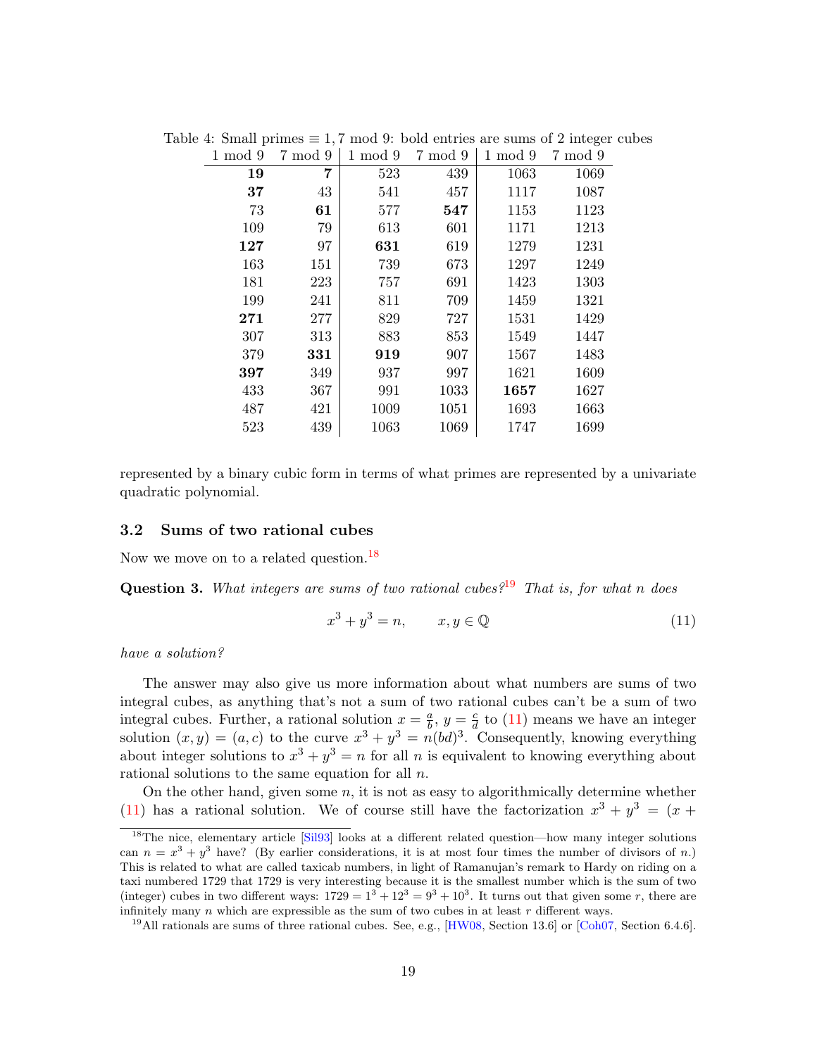Table 4: Small primes $\equiv 1, 7 \bmod 9$: bold entries are sums of 2 integer cubes

| 1 mod 9 | 7 mod 9 | 1 mod 9 | 7 mod 9 | 1 mod 9 | 7 mod 9 |
|---|---|---|---|---|---|
| **19** | **7** | 523 | 439 | 1063 | 1069 |
| **37** | 43 | 541 | 457 | 1117 | 1087 |
| 73 | **61** | 577 | **547** | 1153 | 1123 |
| 109 | 79 | 613 | 601 | 1171 | 1213 |
| **127** | 97 | **631** | 619 | 1279 | 1231 |
| 163 | 151 | 739 | 673 | 1297 | 1249 |
| 181 | 223 | 757 | 691 | 1423 | 1303 |
| 199 | 241 | 811 | 709 | 1459 | 1321 |
| **271** | 277 | 829 | 727 | 1531 | 1429 |
| 307 | 313 | 883 | 853 | 1549 | 1447 |
| 379 | **331** | **919** | 907 | 1567 | 1483 |
| **397** | 349 | 937 | 997 | 1621 | 1609 |
| 433 | 367 | 991 | 1033 | **1657** | 1627 |
| 487 | 421 | 1009 | 1051 | 1693 | 1663 |
| 523 | 439 | 1063 | 1069 | 1747 | 1699 |

represented by a binary cubic form in terms of what primes are represented by a univariate quadratic polynomial.

### 3.2 Sums of two rational cubes

Now we move on to a related question.[18]

**Question 3.** *What integers are sums of two rational cubes?*[19] *That is, for what $n$ does*

$$x^3 + y^3 = n, \qquad x, y \in \mathbb{Q} \tag{11}$$

*have a solution?*

The answer may also give us more information about what numbers are sums of two integral cubes, as anything that's not a sum of two rational cubes can't be a sum of two integral cubes. Further, a rational solution $x = \frac{a}{b}$, $y = \frac{c}{d}$ to (11) means we have an integer solution $(x, y) = (a, c)$ to the curve $x^3 + y^3 = n(bd)^3$. Consequently, knowing everything about integer solutions to $x^3 + y^3 = n$ for all $n$ is equivalent to knowing everything about rational solutions to the same equation for all $n$.

On the other hand, given some $n$, it is not as easy to algorithmically determine whether (11) has a rational solution. We of course still have the factorization $x^3 + y^3 = (x +$

[18] The nice, elementary article [Sil93] looks at a different related question—how many integer solutions can $n = x^3 + y^3$ have? (By earlier considerations, it is at most four times the number of divisors of $n$.) This is related to what are called taxicab numbers, in light of Ramanujan's remark to Hardy on riding on a taxi numbered 1729 that 1729 is very interesting because it is the smallest number which is the sum of two (integer) cubes in two different ways: $1729 = 1^3 + 12^3 = 9^3 + 10^3$. It turns out that given some $r$, there are infinitely many $n$ which are expressible as the sum of two cubes in at least $r$ different ways.

[19] All rationals are sums of three rational cubes. See, e.g., [HW08, Section 13.6] or [Coh07, Section 6.4.6].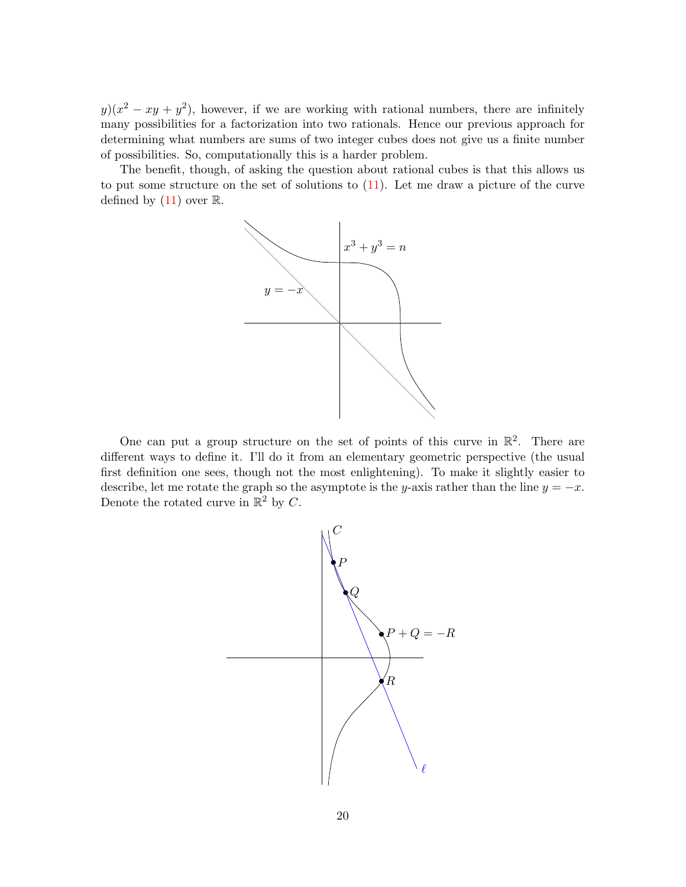$y)(x^2 - xy + y^2)$, however, if we are working with rational numbers, there are infinitely many possibilities for a factorization into two rationals. Hence our previous approach for determining what numbers are sums of two integer cubes does not give us a finite number of possibilities. So, computationally this is a harder problem.

The benefit, though, of asking the question about rational cubes is that this allows us to put some structure on the set of solutions to (11). Let me draw a picture of the curve defined by (11) over $\mathbb{R}$.

One can put a group structure on the set of points of this curve in $\mathbb{R}^2$. There are different ways to define it. I'll do it from an elementary geometric perspective (the usual first definition one sees, though not the most enlightening). To make it slightly easier to describe, let me rotate the graph so the asymptote is the $y$-axis rather than the line $y = -x$. Denote the rotated curve in $\mathbb{R}^2$ by $C$.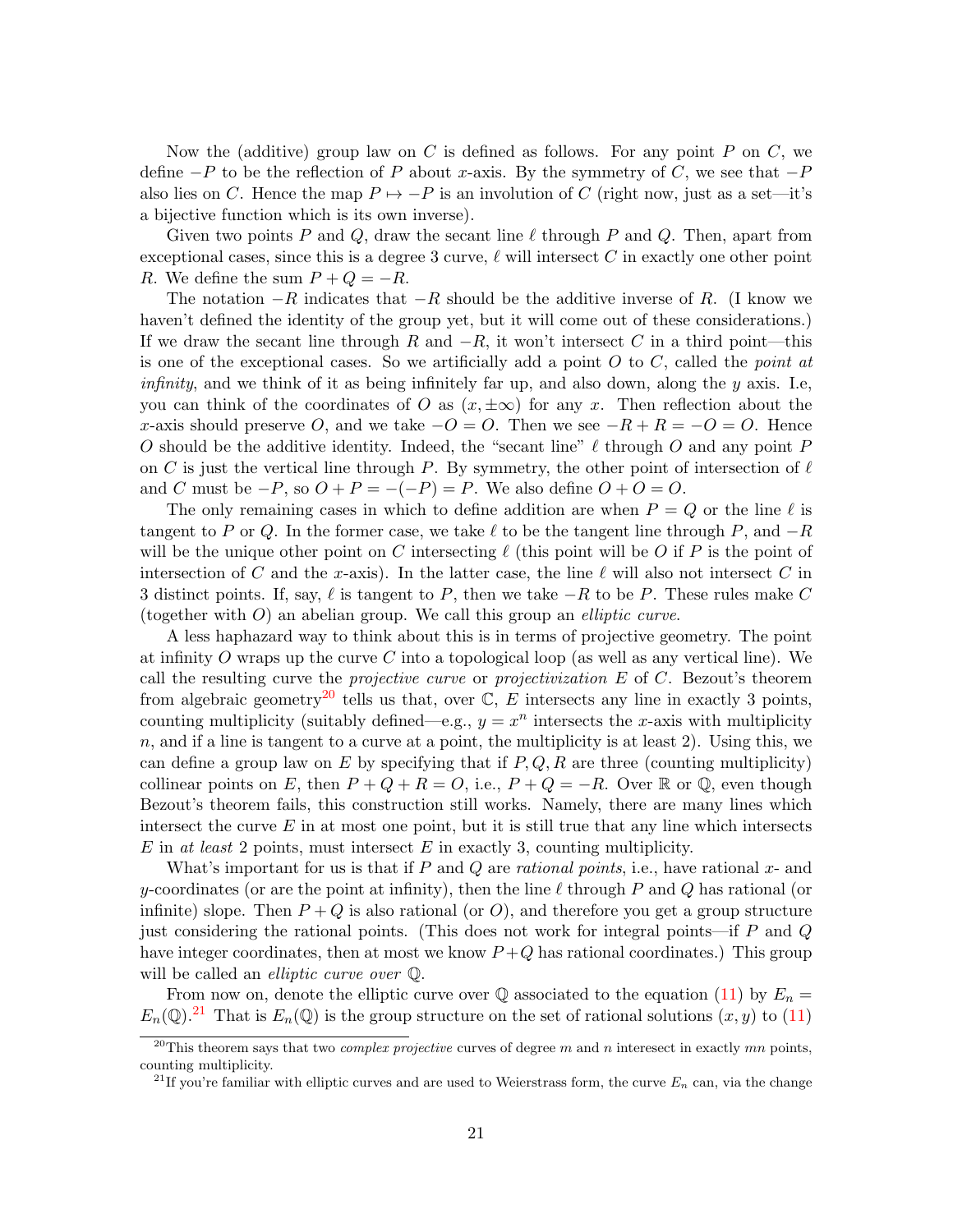Now the (additive) group law on $C$ is defined as follows. For any point $P$ on $C$, we define $-P$ to be the reflection of $P$ about $x$-axis. By the symmetry of $C$, we see that $-P$ also lies on $C$. Hence the map $P \mapsto -P$ is an involution of $C$ (right now, just as a set—it's a bijective function which is its own inverse).

Given two points $P$ and $Q$, draw the secant line $\ell$ through $P$ and $Q$. Then, apart from exceptional cases, since this is a degree 3 curve, $\ell$ will intersect $C$ in exactly one other point $R$. We define the sum $P + Q = -R$.

The notation $-R$ indicates that $-R$ should be the additive inverse of $R$. (I know we haven't defined the identity of the group yet, but it will come out of these considerations.) If we draw the secant line through $R$ and $-R$, it won't intersect $C$ in a third point—this is one of the exceptional cases. So we artificially add a point $O$ to $C$, called the *point at infinity*, and we think of it as being infinitely far up, and also down, along the $y$ axis. I.e, you can think of the coordinates of $O$ as $(x, \pm\infty)$ for any $x$. Then reflection about the $x$-axis should preserve $O$, and we take $-O = O$. Then we see $-R + R = -O = O$. Hence $O$ should be the additive identity. Indeed, the "secant line" $\ell$ through $O$ and any point $P$ on $C$ is just the vertical line through $P$. By symmetry, the other point of intersection of $\ell$ and $C$ must be $-P$, so $O + P = -(-P) = P$. We also define $O + O = O$.

The only remaining cases in which to define addition are when $P = Q$ or the line $\ell$ is tangent to $P$ or $Q$. In the former case, we take $\ell$ to be the tangent line through $P$, and $-R$ will be the unique other point on $C$ intersecting $\ell$ (this point will be $O$ if $P$ is the point of intersection of $C$ and the $x$-axis). In the latter case, the line $\ell$ will also not intersect $C$ in 3 distinct points. If, say, $\ell$ is tangent to $P$, then we take $-R$ to be $P$. These rules make $C$ (together with $O$) an abelian group. We call this group an *elliptic curve*.

A less haphazard way to think about this is in terms of projective geometry. The point at infinity $O$ wraps up the curve $C$ into a topological loop (as well as any vertical line). We call the resulting curve the *projective curve* or *projectivization* $E$ of $C$. Bezout's theorem from algebraic geometry[20] tells us that, over $\mathbb{C}$, $E$ intersects any line in exactly 3 points, counting multiplicity (suitably defined—e.g., $y = x^n$ intersects the $x$-axis with multiplicity $n$, and if a line is tangent to a curve at a point, the multiplicity is at least 2). Using this, we can define a group law on $E$ by specifying that if $P, Q, R$ are three (counting multiplicity) collinear points on $E$, then $P + Q + R = O$, i.e., $P + Q = -R$. Over $\mathbb{R}$ or $\mathbb{Q}$, even though Bezout's theorem fails, this construction still works. Namely, there are many lines which intersect the curve $E$ in at most one point, but it is still true that any line which intersects $E$ in *at least* 2 points, must intersect $E$ in exactly 3, counting multiplicity.

What's important for us is that if $P$ and $Q$ are *rational points*, i.e., have rational $x$- and $y$-coordinates (or are the point at infinity), then the line $\ell$ through $P$ and $Q$ has rational (or infinite) slope. Then $P + Q$ is also rational (or $O$), and therefore you get a group structure just considering the rational points. (This does not work for integral points—if $P$ and $Q$ have integer coordinates, then at most we know $P+Q$ has rational coordinates.) This group will be called an *elliptic curve over* $\mathbb{Q}$.

From now on, denote the elliptic curve over $\mathbb{Q}$ associated to the equation (11) by $E_n = E_n(\mathbb{Q})$.[21] That is $E_n(\mathbb{Q})$ is the group structure on the set of rational solutions $(x, y)$ to (11)

[20] This theorem says that two *complex projective* curves of degree $m$ and $n$ interesect in exactly $mn$ points, counting multiplicity.

[21] If you're familiar with elliptic curves and are used to Weierstrass form, the curve $E_n$ can, via the change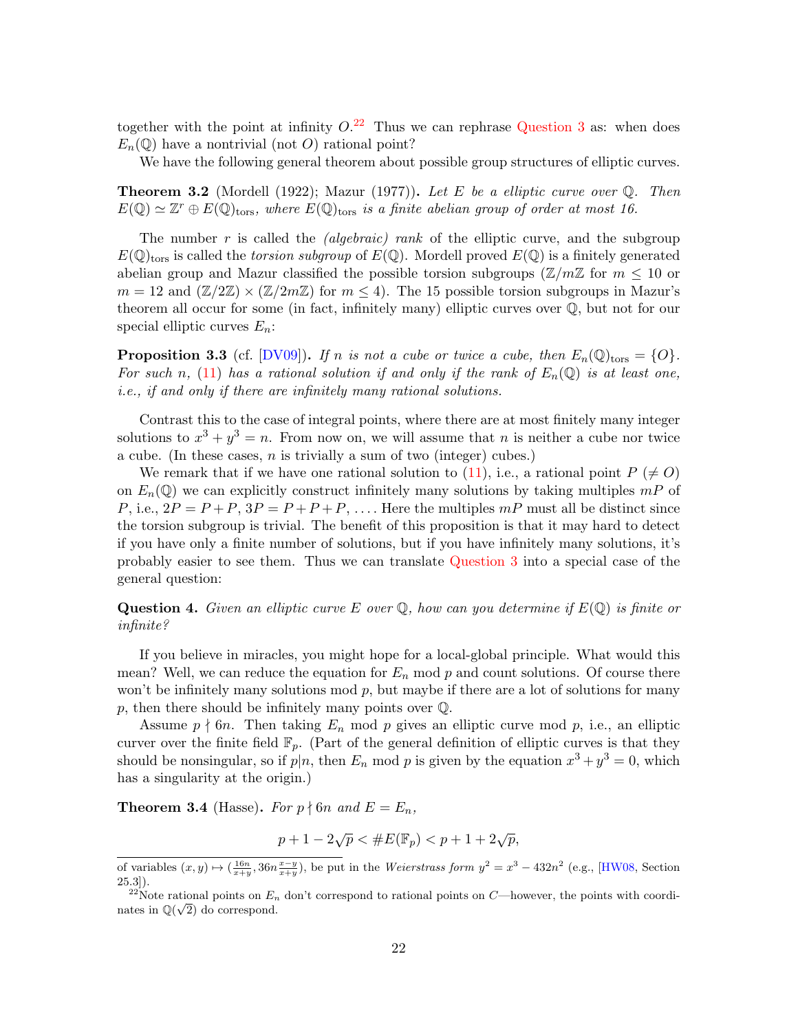together with the point at infinity $O$.[22] Thus we can rephrase Question 3 as: when does $E_n(\mathbb{Q})$ have a nontrivial (not $O$) rational point?

We have the following general theorem about possible group structures of elliptic curves.

**Theorem 3.2** (Mordell (1922); Mazur (1977))**.** *Let $E$ be a elliptic curve over $\mathbb{Q}$. Then $E(\mathbb{Q}) \simeq \mathbb{Z}^r \oplus E(\mathbb{Q})_{\mathrm{tors}}$, where $E(\mathbb{Q})_{\mathrm{tors}}$ is a finite abelian group of order at most 16.*

The number $r$ is called the *(algebraic) rank* of the elliptic curve, and the subgroup $E(\mathbb{Q})_{\mathrm{tors}}$ is called the *torsion subgroup* of $E(\mathbb{Q})$. Mordell proved $E(\mathbb{Q})$ is a finitely generated abelian group and Mazur classified the possible torsion subgroups ($\mathbb{Z}/m\mathbb{Z}$ for $m \le 10$ or $m = 12$ and $(\mathbb{Z}/2\mathbb{Z}) \times (\mathbb{Z}/2m\mathbb{Z})$ for $m \le 4$). The 15 possible torsion subgroups in Mazur's theorem all occur for some (in fact, infinitely many) elliptic curves over $\mathbb{Q}$, but not for our special elliptic curves $E_n$:

**Proposition 3.3** (cf. [DV09])**.** *If $n$ is not a cube or twice a cube, then $E_n(\mathbb{Q})_{\mathrm{tors}} = \{O\}$. For such $n$, (11) has a rational solution if and only if the rank of $E_n(\mathbb{Q})$ is at least one, i.e., if and only if there are infinitely many rational solutions.*

Contrast this to the case of integral points, where there are at most finitely many integer solutions to $x^3 + y^3 = n$. From now on, we will assume that $n$ is neither a cube nor twice a cube. (In these cases, $n$ is trivially a sum of two (integer) cubes.)

We remark that if we have one rational solution to (11), i.e., a rational point $P$ ($\neq O$) on $E_n(\mathbb{Q})$ we can explicitly construct infinitely many solutions by taking multiples $mP$ of $P$, i.e., $2P = P + P$, $3P = P + P + P$, .... Here the multiples $mP$ must all be distinct since the torsion subgroup is trivial. The benefit of this proposition is that it may hard to detect if you have only a finite number of solutions, but if you have infinitely many solutions, it's probably easier to see them. Thus we can translate Question 3 into a special case of the general question:

**Question 4.** *Given an elliptic curve $E$ over $\mathbb{Q}$, how can you determine if $E(\mathbb{Q})$ is finite or infinite?*

If you believe in miracles, you might hope for a local-global principle. What would this mean? Well, we can reduce the equation for $E_n$ mod $p$ and count solutions. Of course there won't be infinitely many solutions mod $p$, but maybe if there are a lot of solutions for many $p$, then there should be infinitely many points over $\mathbb{Q}$.

Assume $p \nmid 6n$. Then taking $E_n$ mod $p$ gives an elliptic curve mod $p$, i.e., an elliptic curver over the finite field $\mathbb{F}_p$. (Part of the general definition of elliptic curves is that they should be nonsingular, so if $p|n$, then $E_n$ mod $p$ is given by the equation $x^3 + y^3 = 0$, which has a singularity at the origin.)

**Theorem 3.4** (Hasse)**.** *For $p \nmid 6n$ and $E = E_n$,*

$$p + 1 - 2\sqrt{p} < \#E(\mathbb{F}_p) < p + 1 + 2\sqrt{p},$$

---

of variables $(x, y) \mapsto (\frac{16n}{x+y}, 36n\frac{x-y}{x+y})$, be put in the *Weierstrass form* $y^2 = x^3 - 432n^2$ (e.g., [HW08, Section 25.3]).

[22] Note rational points on $E_n$ don't correspond to rational points on $C$—however, the points with coordinates in $\mathbb{Q}(\sqrt{2})$ do correspond.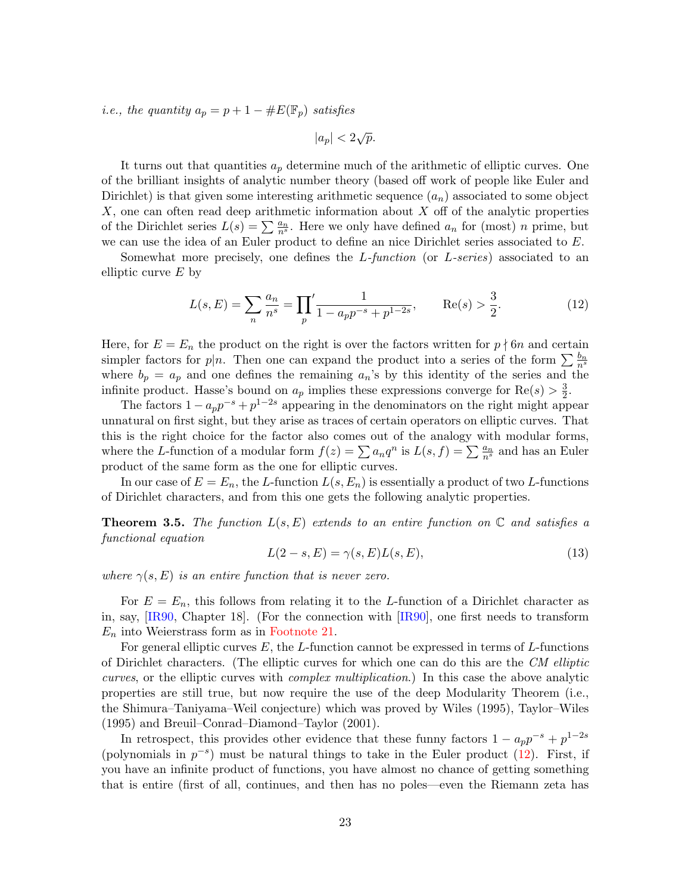*i.e., the quantity $a_p = p + 1 - \#E(\mathbb{F}_p)$ satisfies*

$$|a_p| < 2\sqrt{p}.$$

It turns out that quantities $a_p$ determine much of the arithmetic of elliptic curves. One of the brilliant insights of analytic number theory (based off work of people like Euler and Dirichlet) is that given some interesting arithmetic sequence $(a_n)$ associated to some object $X$, one can often read deep arithmetic information about $X$ off of the analytic properties of the Dirichlet series $L(s) = \sum \frac{a_n}{n^s}$. Here we only have defined $a_n$ for (most) $n$ prime, but we can use the idea of an Euler product to define an nice Dirichlet series associated to $E$.

Somewhat more precisely, one defines the *L-function* (or *L-series*) associated to an elliptic curve $E$ by

$$L(s, E) = \sum_n \frac{a_n}{n^s} = \prod_p{}' \frac{1}{1 - a_p p^{-s} + p^{1-2s}}, \qquad \mathrm{Re}(s) > \frac{3}{2}. \tag{12}$$

Here, for $E = E_n$ the product on the right is over the factors written for $p \nmid 6n$ and certain simpler factors for $p|n$. Then one can expand the product into a series of the form $\sum \frac{b_n}{n^s}$ where $b_p = a_p$ and one defines the remaining $a_n$'s by this identity of the series and the infinite product. Hasse's bound on $a_p$ implies these expressions converge for $\mathrm{Re}(s) > \frac{3}{2}$.

The factors $1 - a_p p^{-s} + p^{1-2s}$ appearing in the denominators on the right might appear unnatural on first sight, but they arise as traces of certain operators on elliptic curves. That this is the right choice for the factor also comes out of the analogy with modular forms, where the $L$-function of a modular form $f(z) = \sum a_n q^n$ is $L(s, f) = \sum \frac{a_n}{n^s}$ and has an Euler product of the same form as the one for elliptic curves.

In our case of $E = E_n$, the $L$-function $L(s, E_n)$ is essentially a product of two $L$-functions of Dirichlet characters, and from this one gets the following analytic properties.

**Theorem 3.5.** *The function $L(s, E)$ extends to an entire function on $\mathbb{C}$ and satisfies a functional equation*

$$L(2 - s, E) = \gamma(s, E) L(s, E), \tag{13}$$

*where $\gamma(s, E)$ is an entire function that is never zero.*

For $E = E_n$, this follows from relating it to the $L$-function of a Dirichlet character as in, say, [IR90, Chapter 18]. (For the connection with [IR90], one first needs to transform $E_n$ into Weierstrass form as in Footnote 21.

For general elliptic curves $E$, the $L$-function cannot be expressed in terms of $L$-functions of Dirichlet characters. (The elliptic curves for which one can do this are the *CM elliptic curves*, or the elliptic curves with *complex multiplication*.) In this case the above analytic properties are still true, but now require the use of the deep Modularity Theorem (i.e., the Shimura–Taniyama–Weil conjecture) which was proved by Wiles (1995), Taylor–Wiles (1995) and Breuil–Conrad–Diamond–Taylor (2001).

In retrospect, this provides other evidence that these funny factors $1 - a_p p^{-s} + p^{1-2s}$ (polynomials in $p^{-s}$) must be natural things to take in the Euler product (12). First, if you have an infinite product of functions, you have almost no chance of getting something that is entire (first of all, continues, and then has no poles—even the Riemann zeta has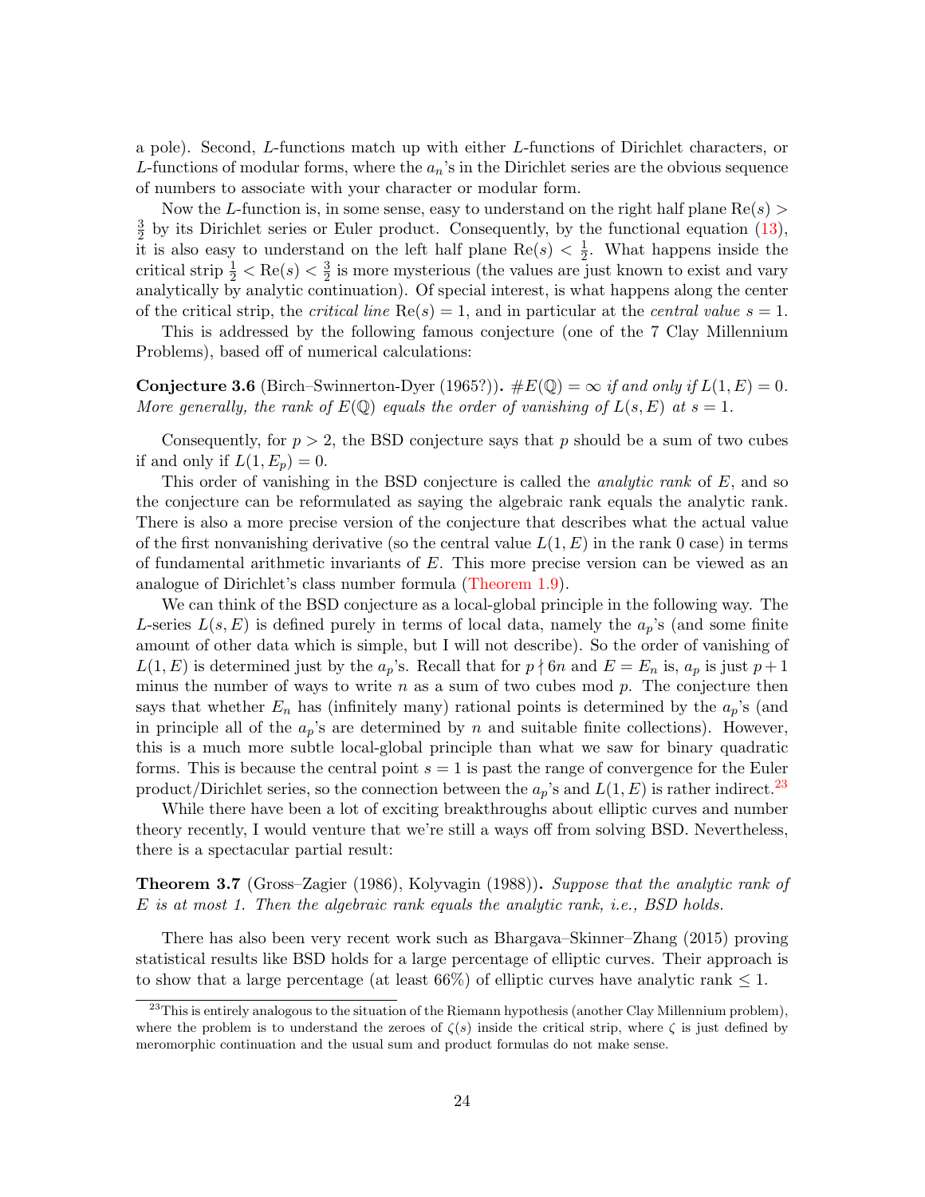a pole). Second, $L$-functions match up with either $L$-functions of Dirichlet characters, or $L$-functions of modular forms, where the $a_n$'s in the Dirichlet series are the obvious sequence of numbers to associate with your character or modular form.

Now the $L$-function is, in some sense, easy to understand on the right half plane $\mathrm{Re}(s) > \frac{3}{2}$ by its Dirichlet series or Euler product. Consequently, by the functional equation (13), it is also easy to understand on the left half plane $\mathrm{Re}(s) < \frac{1}{2}$. What happens inside the critical strip $\frac{1}{2} < \mathrm{Re}(s) < \frac{3}{2}$ is more mysterious (the values are just known to exist and vary analytically by analytic continuation). Of special interest, is what happens along the center of the critical strip, the *critical line* $\mathrm{Re}(s) = 1$, and in particular at the *central value* $s = 1$.

This is addressed by the following famous conjecture (one of the 7 Clay Millennium Problems), based off of numerical calculations:

**Conjecture 3.6** (Birch–Swinnerton-Dyer (1965?))**.** *$\#E(\mathbb{Q}) = \infty$ if and only if $L(1, E) = 0$. More generally, the rank of $E(\mathbb{Q})$ equals the order of vanishing of $L(s, E)$ at $s = 1$.*

Consequently, for $p > 2$, the BSD conjecture says that $p$ should be a sum of two cubes if and only if $L(1, E_p) = 0$.

This order of vanishing in the BSD conjecture is called the *analytic rank* of $E$, and so the conjecture can be reformulated as saying the algebraic rank equals the analytic rank. There is also a more precise version of the conjecture that describes what the actual value of the first nonvanishing derivative (so the central value $L(1, E)$ in the rank 0 case) in terms of fundamental arithmetic invariants of $E$. This more precise version can be viewed as an analogue of Dirichlet's class number formula (Theorem 1.9).

We can think of the BSD conjecture as a local-global principle in the following way. The $L$-series $L(s, E)$ is defined purely in terms of local data, namely the $a_p$'s (and some finite amount of other data which is simple, but I will not describe). So the order of vanishing of $L(1, E)$ is determined just by the $a_p$'s. Recall that for $p \nmid 6n$ and $E = E_n$ is, $a_p$ is just $p + 1$ minus the number of ways to write $n$ as a sum of two cubes mod $p$. The conjecture then says that whether $E_n$ has (infinitely many) rational points is determined by the $a_p$'s (and in principle all of the $a_p$'s are determined by $n$ and suitable finite collections). However, this is a much more subtle local-global principle than what we saw for binary quadratic forms. This is because the central point $s = 1$ is past the range of convergence for the Euler product/Dirichlet series, so the connection between the $a_p$'s and $L(1, E)$ is rather indirect.[23]

While there have been a lot of exciting breakthroughs about elliptic curves and number theory recently, I would venture that we're still a ways off from solving BSD. Nevertheless, there is a spectacular partial result:

**Theorem 3.7** (Gross–Zagier (1986), Kolyvagin (1988))**.** *Suppose that the analytic rank of $E$ is at most 1. Then the algebraic rank equals the analytic rank, i.e., BSD holds.*

There has also been very recent work such as Bhargava–Skinner–Zhang (2015) proving statistical results like BSD holds for a large percentage of elliptic curves. Their approach is to show that a large percentage (at least 66%) of elliptic curves have analytic rank $\leq 1$.

---

[23] This is entirely analogous to the situation of the Riemann hypothesis (another Clay Millennium problem), where the problem is to understand the zeroes of $\zeta(s)$ inside the critical strip, where $\zeta$ is just defined by meromorphic continuation and the usual sum and product formulas do not make sense.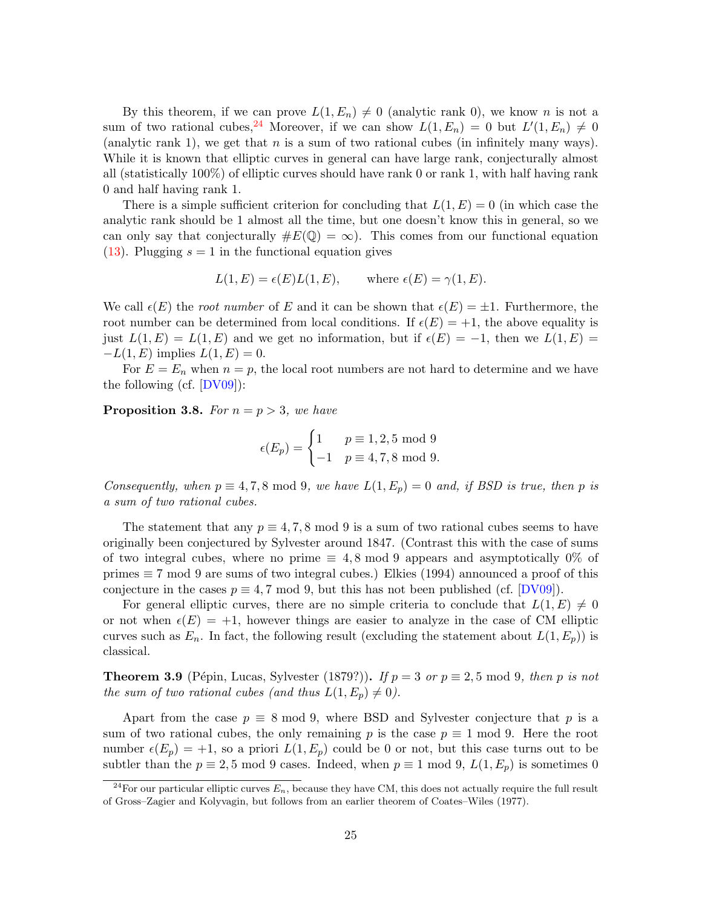By this theorem, if we can prove $L(1, E_n) \neq 0$ (analytic rank 0), we know $n$ is not a sum of two rational cubes,[24] Moreover, if we can show $L(1, E_n) = 0$ but $L'(1, E_n) \neq 0$ (analytic rank 1), we get that $n$ is a sum of two rational cubes (in infinitely many ways). While it is known that elliptic curves in general can have large rank, conjecturally almost all (statistically 100%) of elliptic curves should have rank 0 or rank 1, with half having rank 0 and half having rank 1.

There is a simple sufficient criterion for concluding that $L(1, E) = 0$ (in which case the analytic rank should be 1 almost all the time, but one doesn't know this in general, so we can only say that conjecturally $\#E(\mathbb{Q}) = \infty$). This comes from our functional equation (13). Plugging $s = 1$ in the functional equation gives

$$L(1, E) = \epsilon(E)L(1, E), \qquad \text{where } \epsilon(E) = \gamma(1, E).$$

We call $\epsilon(E)$ the *root number* of $E$ and it can be shown that $\epsilon(E) = \pm 1$. Furthermore, the root number can be determined from local conditions. If $\epsilon(E) = +1$, the above equality is just $L(1, E) = L(1, E)$ and we get no information, but if $\epsilon(E) = -1$, then we $L(1, E) = -L(1, E)$ implies $L(1, E) = 0$.

For $E = E_n$ when $n = p$, the local root numbers are not hard to determine and we have the following (cf. [DV09]):

**Proposition 3.8.** *For $n = p > 3$, we have*

$$\epsilon(E_p) = \begin{cases} 1 & p \equiv 1, 2, 5 \bmod 9 \\ -1 & p \equiv 4, 7, 8 \bmod 9. \end{cases}$$

*Consequently, when $p \equiv 4, 7, 8 \bmod 9$, we have $L(1, E_p) = 0$ and, if BSD is true, then $p$ is a sum of two rational cubes.*

The statement that any $p \equiv 4, 7, 8 \bmod 9$ is a sum of two rational cubes seems to have originally been conjectured by Sylvester around 1847. (Contrast this with the case of sums of two integral cubes, where no prime $\equiv 4, 8 \bmod 9$ appears and asymptotically 0% of primes $\equiv 7 \bmod 9$ are sums of two integral cubes.) Elkies (1994) announced a proof of this conjecture in the cases $p \equiv 4, 7 \bmod 9$, but this has not been published (cf. [DV09]).

For general elliptic curves, there are no simple criteria to conclude that $L(1, E) \neq 0$ or not when $\epsilon(E) = +1$, however things are easier to analyze in the case of CM elliptic curves such as $E_n$. In fact, the following result (excluding the statement about $L(1, E_p)$) is classical.

**Theorem 3.9** (Pépin, Lucas, Sylvester (1879?)). *If $p = 3$ or $p \equiv 2, 5 \bmod 9$, then $p$ is not the sum of two rational cubes (and thus $L(1, E_p) \neq 0$).*

Apart from the case $p \equiv 8 \bmod 9$, where BSD and Sylvester conjecture that $p$ is a sum of two rational cubes, the only remaining $p$ is the case $p \equiv 1 \bmod 9$. Here the root number $\epsilon(E_p) = +1$, so a priori $L(1, E_p)$ could be 0 or not, but this case turns out to be subtler than the $p \equiv 2, 5 \bmod 9$ cases. Indeed, when $p \equiv 1 \bmod 9$, $L(1, E_p)$ is sometimes 0

[24] For our particular elliptic curves $E_n$, because they have CM, this does not actually require the full result of Gross–Zagier and Kolyvagin, but follows from an earlier theorem of Coates–Wiles (1977).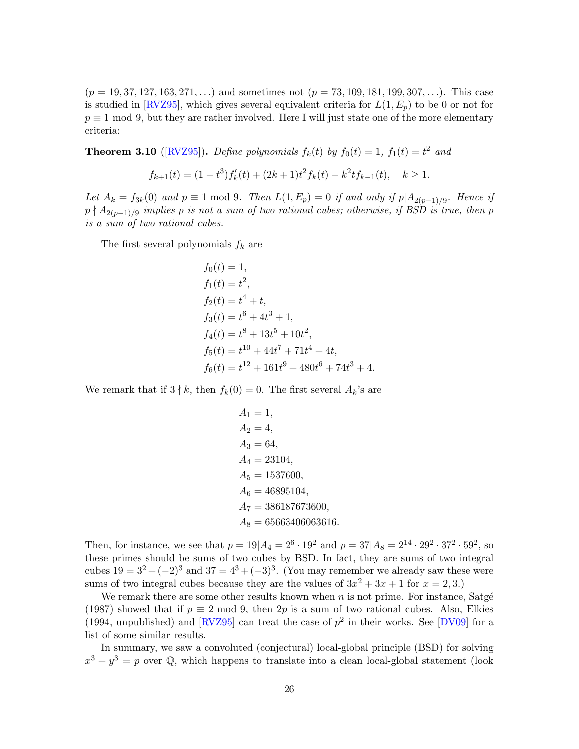($p = 19, 37, 127, 163, 271, \ldots$) and sometimes not ($p = 73, 109, 181, 199, 307, \ldots$). This case is studied in [RVZ95], which gives several equivalent criteria for $L(1, E_p)$ to be 0 or not for $p \equiv 1 \bmod 9$, but they are rather involved. Here I will just state one of the more elementary criteria:

**Theorem 3.10** ([RVZ95])**.** *Define polynomials $f_k(t)$ by $f_0(t) = 1$, $f_1(t) = t^2$ and*

$$f_{k+1}(t) = (1 - t^3)f_k'(t) + (2k + 1)t^2 f_k(t) - k^2 t f_{k-1}(t), \quad k \geq 1.$$

*Let $A_k = f_{3k}(0)$ and $p \equiv 1 \bmod 9$. Then $L(1, E_p) = 0$ if and only if $p | A_{2(p-1)/9}$. Hence if $p \nmid A_{2(p-1)/9}$ implies $p$ is not a sum of two rational cubes; otherwise, if BSD is true, then $p$ is a sum of two rational cubes.*

The first several polynomials $f_k$ are

$$\begin{aligned}
f_0(t) &= 1, \\
f_1(t) &= t^2, \\
f_2(t) &= t^4 + t, \\
f_3(t) &= t^6 + 4t^3 + 1, \\
f_4(t) &= t^8 + 13t^5 + 10t^2, \\
f_5(t) &= t^{10} + 44t^7 + 71t^4 + 4t, \\
f_6(t) &= t^{12} + 161t^9 + 480t^6 + 74t^3 + 4.
\end{aligned}$$

We remark that if $3 \nmid k$, then $f_k(0) = 0$. The first several $A_k$'s are

$$\begin{aligned}
A_1 &= 1, \\
A_2 &= 4, \\
A_3 &= 64, \\
A_4 &= 23104, \\
A_5 &= 1537600, \\
A_6 &= 46895104, \\
A_7 &= 386187673600, \\
A_8 &= 65663406063616.
\end{aligned}$$

Then, for instance, we see that $p = 19 | A_4 = 2^6 \cdot 19^2$ and $p = 37 | A_8 = 2^{14} \cdot 29^2 \cdot 37^2 \cdot 59^2$, so these primes should be sums of two cubes by BSD. In fact, they are sums of two integral cubes $19 = 3^2 + (-2)^3$ and $37 = 4^3 + (-3)^3$. (You may remember we already saw these were sums of two integral cubes because they are the values of $3x^2 + 3x + 1$ for $x = 2, 3$.)

We remark there are some other results known when $n$ is not prime. For instance, Satgé (1987) showed that if $p \equiv 2 \bmod 9$, then $2p$ is a sum of two rational cubes. Also, Elkies (1994, unpublished) and [RVZ95] can treat the case of $p^2$ in their works. See [DV09] for a list of some similar results.

In summary, we saw a convoluted (conjectural) local-global principle (BSD) for solving $x^3 + y^3 = p$ over $\mathbb{Q}$, which happens to translate into a clean local-global statement (look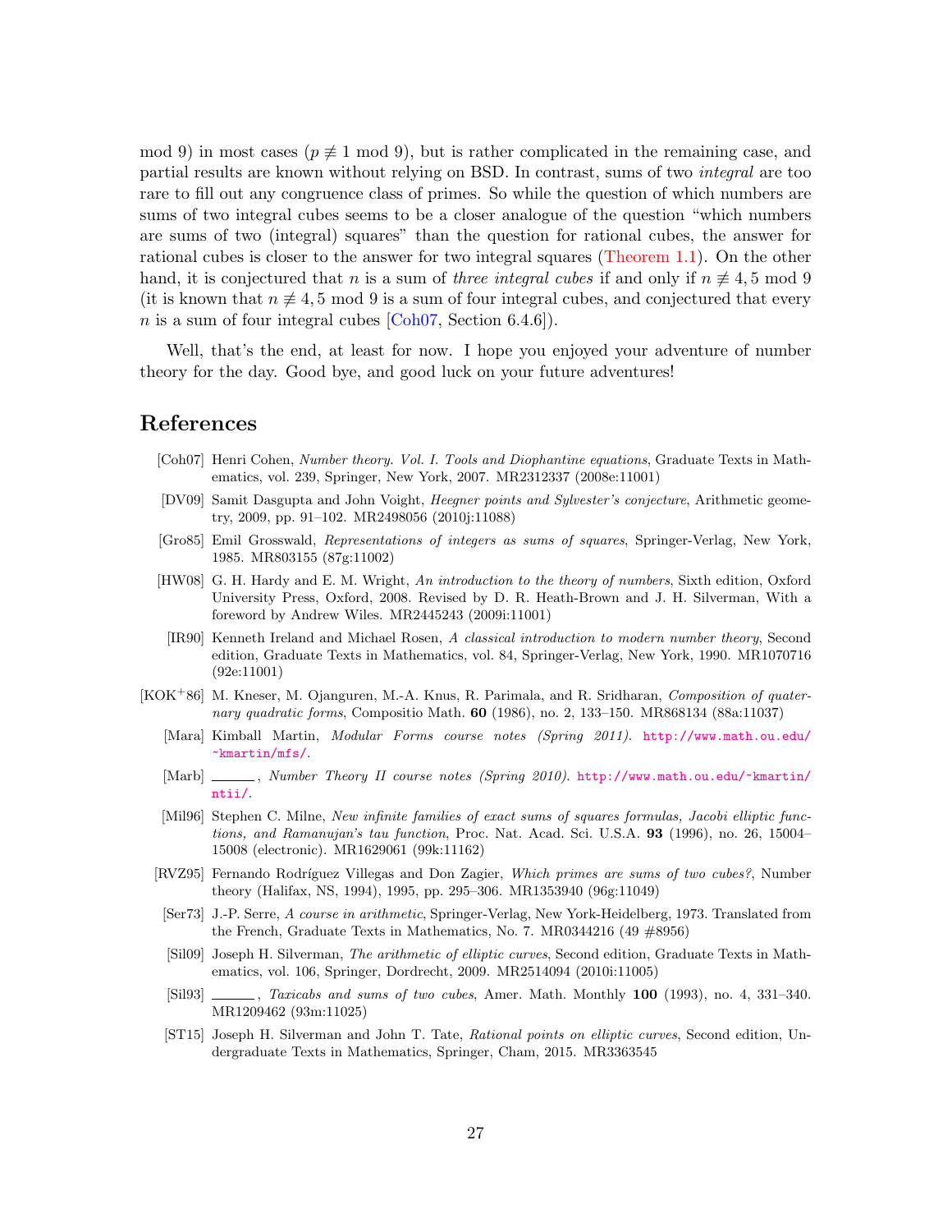mod 9) in most cases ($p \not\equiv 1 \bmod 9$), but is rather complicated in the remaining case, and partial results are known without relying on BSD. In contrast, sums of two *integral* are too rare to fill out any congruence class of primes. So while the question of which numbers are sums of two integral cubes seems to be a closer analogue of the question "which numbers are sums of two (integral) squares" than the question for rational cubes, the answer for rational cubes is closer to the answer for two integral squares (Theorem 1.1). On the other hand, it is conjectured that $n$ is a sum of *three integral cubes* if and only if $n \not\equiv 4, 5 \bmod 9$ (it is known that $n \not\equiv 4, 5 \bmod 9$ is a sum of four integral cubes, and conjectured that every $n$ is a sum of four integral cubes [Coh07, Section 6.4.6]).

Well, that's the end, at least for now. I hope you enjoyed your adventure of number theory for the day. Good bye, and good luck on your future adventures!

## References

[Coh07] Henri Cohen, *Number theory. Vol. I. Tools and Diophantine equations*, Graduate Texts in Mathematics, vol. 239, Springer, New York, 2007. MR2312337 (2008e:11001)

[DV09] Samit Dasgupta and John Voight, *Heegner points and Sylvester's conjecture*, Arithmetic geometry, 2009, pp. 91–102. MR2498056 (2010j:11088)

[Gro85] Emil Grosswald, *Representations of integers as sums of squares*, Springer-Verlag, New York, 1985. MR803155 (87g:11002)

[HW08] G. H. Hardy and E. M. Wright, *An introduction to the theory of numbers*, Sixth edition, Oxford University Press, Oxford, 2008. Revised by D. R. Heath-Brown and J. H. Silverman, With a foreword by Andrew Wiles. MR2445243 (2009i:11001)

[IR90] Kenneth Ireland and Michael Rosen, *A classical introduction to modern number theory*, Second edition, Graduate Texts in Mathematics, vol. 84, Springer-Verlag, New York, 1990. MR1070716 (92e:11001)

[KOK+86] M. Kneser, M. Ojanguren, M.-A. Knus, R. Parimala, and R. Sridharan, *Composition of quaternary quadratic forms*, Compositio Math. **60** (1986), no. 2, 133–150. MR868134 (88a:11037)

[Mara] Kimball Martin, *Modular Forms course notes (Spring 2011)*. http://www.math.ou.edu/~kmartin/mfs/.

[Marb] ______, *Number Theory II course notes (Spring 2010)*. http://www.math.ou.edu/~kmartin/ntii/.

[Mil96] Stephen C. Milne, *New infinite families of exact sums of squares formulas, Jacobi elliptic functions, and Ramanujan's tau function*, Proc. Nat. Acad. Sci. U.S.A. **93** (1996), no. 26, 15004–15008 (electronic). MR1629061 (99k:11162)

[RVZ95] Fernando Rodríguez Villegas and Don Zagier, *Which primes are sums of two cubes?*, Number theory (Halifax, NS, 1994), 1995, pp. 295–306. MR1353940 (96g:11049)

[Ser73] J.-P. Serre, *A course in arithmetic*, Springer-Verlag, New York-Heidelberg, 1973. Translated from the French, Graduate Texts in Mathematics, No. 7. MR0344216 (49 #8956)

[Sil09] Joseph H. Silverman, *The arithmetic of elliptic curves*, Second edition, Graduate Texts in Mathematics, vol. 106, Springer, Dordrecht, 2009. MR2514094 (2010i:11005)

[Sil93] ______, *Taxicabs and sums of two cubes*, Amer. Math. Monthly **100** (1993), no. 4, 331–340. MR1209462 (93m:11025)

[ST15] Joseph H. Silverman and John T. Tate, *Rational points on elliptic curves*, Second edition, Undergraduate Texts in Mathematics, Springer, Cham, 2015. MR3363545